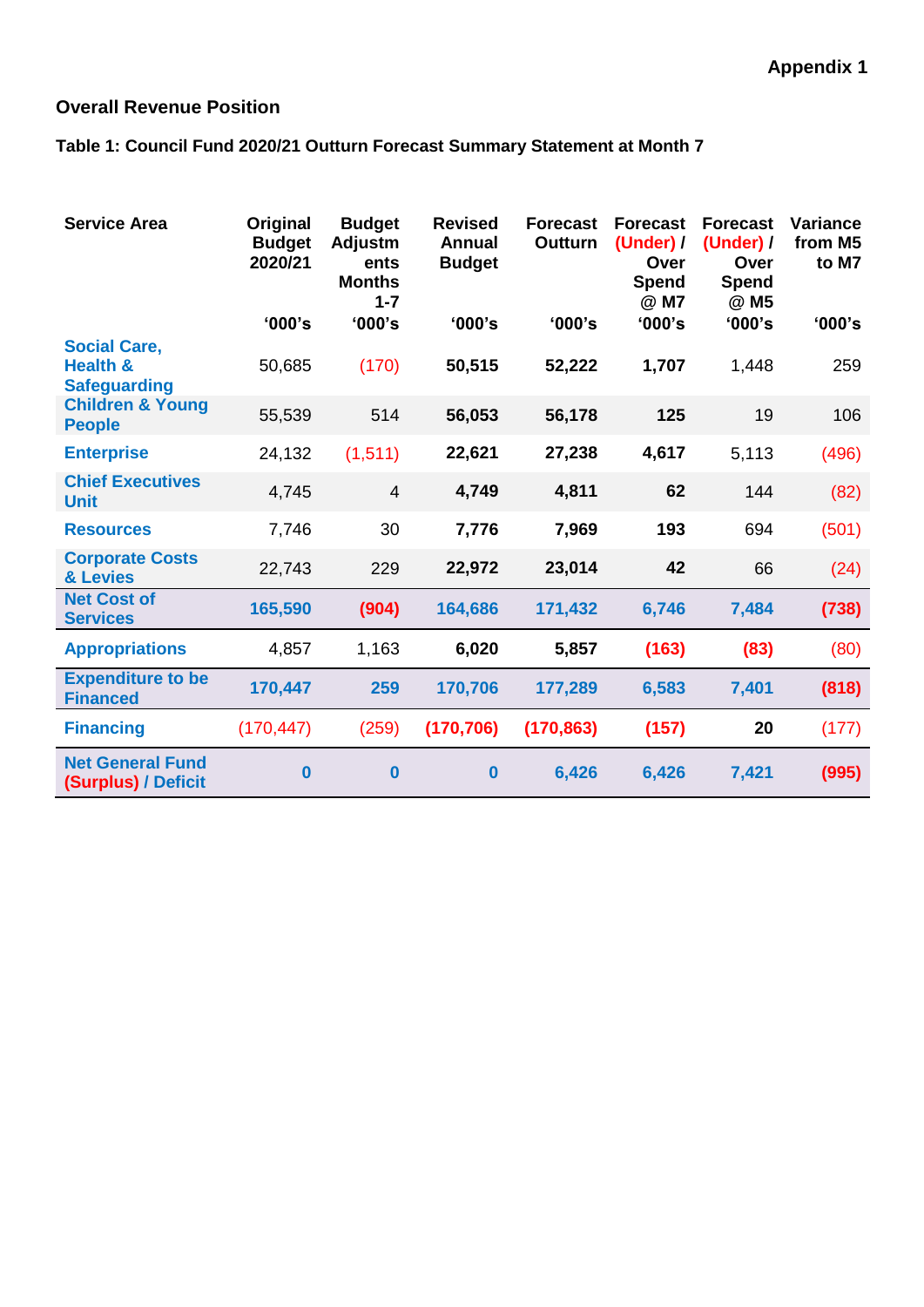**Appendix 1**

## Overall Revenue Position

### Table 1: Council Fund 2020/21 Outturn Forecast Summary Statement at Month 7

| Service Area | Original Budget 2020/21 '000's | Budget Adjustments Months 1-7 '000's | Revised Annual Budget '000's | Forecast Outturn '000's | Forecast (Under) / Over Spend @ M7 '000's | Forecast (Under) / Over Spend @ M5 '000's | Variance from M5 to M7 '000's |
|---|---|---|---|---|---|---|---|
| Social Care, Health & Safeguarding | 50,685 | (170) | **50,515** | **52,222** | **1,707** | 1,448 | 259 |
| Children & Young People | 55,539 | 514 | **56,053** | **56,178** | **125** | 19 | 106 |
| Enterprise | 24,132 | (1,511) | **22,621** | **27,238** | **4,617** | 5,113 | (496) |
| Chief Executives Unit | 4,745 | 4 | **4,749** | **4,811** | **62** | 144 | (82) |
| Resources | 7,746 | 30 | **7,776** | **7,969** | **193** | 694 | (501) |
| Corporate Costs & Levies | 22,743 | 229 | **22,972** | **23,014** | **42** | 66 | (24) |
| **Net Cost of Services** | **165,590** | **(904)** | **164,686** | **171,432** | **6,746** | **7,484** | **(738)** |
| Appropriations | 4,857 | 1,163 | **6,020** | **5,857** | **(163)** | **(83)** | (80) |
| **Expenditure to be Financed** | **170,447** | **259** | **170,706** | **177,289** | **6,583** | **7,401** | **(818)** |
| Financing | (170,447) | (259) | **(170,706)** | **(170,863)** | **(157)** | **20** | (177) |
| **Net General Fund (Surplus) / Deficit** | **0** | **0** | **0** | **6,426** | **6,426** | **7,421** | **(995)** |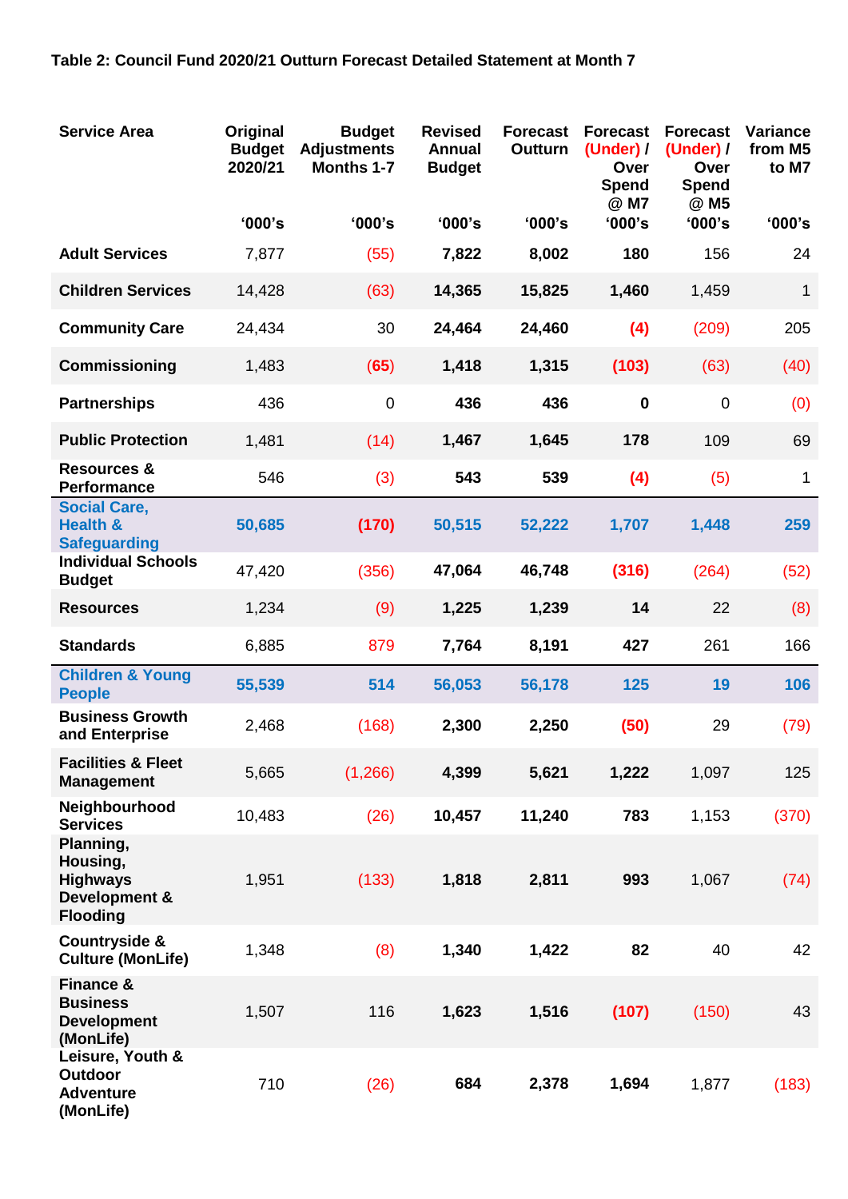**Table 2: Council Fund 2020/21 Outturn Forecast Detailed Statement at Month 7**

| Service Area | Original Budget 2020/21 '000's | Budget Adjustments Months 1-7 '000's | Revised Annual Budget '000's | Forecast Outturn '000's | Forecast (Under) / Over Spend @ M7 '000's | Forecast (Under) / Over Spend @ M5 '000's | Variance from M5 to M7 '000's |
|---|---|---|---|---|---|---|---|
| **Adult Services** | 7,877 | (55) | **7,822** | **8,002** | **180** | 156 | 24 |
| **Children Services** | 14,428 | (63) | **14,365** | **15,825** | **1,460** | 1,459 | 1 |
| **Community Care** | 24,434 | 30 | **24,464** | **24,460** | **(4)** | (209) | 205 |
| **Commissioning** | 1,483 | (65) | **1,418** | **1,315** | **(103)** | (63) | (40) |
| **Partnerships** | 436 | 0 | **436** | **436** | **0** | 0 | (0) |
| **Public Protection** | 1,481 | (14) | **1,467** | **1,645** | **178** | 109 | 69 |
| **Resources & Performance** | 546 | (3) | **543** | **539** | **(4)** | (5) | 1 |
| **Social Care, Health & Safeguarding** | **50,685** | **(170)** | **50,515** | **52,222** | **1,707** | **1,448** | **259** |
| **Individual Schools Budget** | 47,420 | (356) | **47,064** | **46,748** | **(316)** | (264) | (52) |
| **Resources** | 1,234 | (9) | **1,225** | **1,239** | **14** | 22 | (8) |
| **Standards** | 6,885 | 879 | **7,764** | **8,191** | **427** | 261 | 166 |
| **Children & Young People** | **55,539** | **514** | **56,053** | **56,178** | **125** | **19** | **106** |
| **Business Growth and Enterprise** | 2,468 | (168) | **2,300** | **2,250** | **(50)** | 29 | (79) |
| **Facilities & Fleet Management** | 5,665 | (1,266) | **4,399** | **5,621** | **1,222** | 1,097 | 125 |
| **Neighbourhood Services** | 10,483 | (26) | **10,457** | **11,240** | **783** | 1,153 | (370) |
| **Planning, Housing, Highways Development & Flooding** | 1,951 | (133) | **1,818** | **2,811** | **993** | 1,067 | (74) |
| **Countryside & Culture (MonLife)** | 1,348 | (8) | **1,340** | **1,422** | **82** | 40 | 42 |
| **Finance & Business Development (MonLife)** | 1,507 | 116 | **1,623** | **1,516** | **(107)** | (150) | 43 |
| **Leisure, Youth & Outdoor Adventure (MonLife)** | 710 | (26) | **684** | **2,378** | **1,694** | 1,877 | (183) |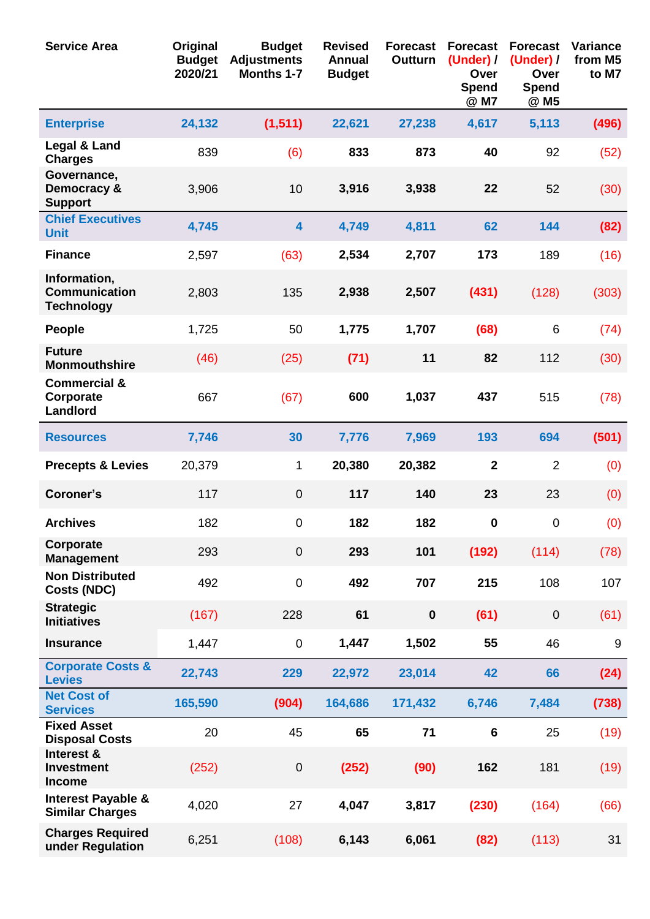| Service Area | Original Budget 2020/21 | Budget Adjustments Months 1-7 | Revised Annual Budget | Forecast Outturn | Forecast (Under) / Over Spend @ M7 | Forecast (Under) / Over Spend @ M5 | Variance from M5 to M7 |
|---|---|---|---|---|---|---|---|
| **Enterprise** | **24,132** | **(1,511)** | **22,621** | **27,238** | **4,617** | **5,113** | **(496)** |
| **Legal & Land Charges** | 839 | (6) | **833** | **873** | **40** | 92 | (52) |
| **Governance, Democracy & Support** | 3,906 | 10 | **3,916** | **3,938** | **22** | 52 | (30) |
| **Chief Executives Unit** | **4,745** | **4** | **4,749** | **4,811** | **62** | **144** | **(82)** |
| **Finance** | 2,597 | (63) | **2,534** | **2,707** | **173** | 189 | (16) |
| **Information, Communication Technology** | 2,803 | 135 | **2,938** | **2,507** | **(431)** | (128) | (303) |
| **People** | 1,725 | 50 | **1,775** | **1,707** | **(68)** | 6 | (74) |
| **Future Monmouthshire** | (46) | (25) | **(71)** | **11** | **82** | 112 | (30) |
| **Commercial & Corporate Landlord** | 667 | (67) | **600** | **1,037** | **437** | 515 | (78) |
| **Resources** | **7,746** | **30** | **7,776** | **7,969** | **193** | **694** | **(501)** |
| **Precepts & Levies** | 20,379 | 1 | **20,380** | **20,382** | **2** | 2 | (0) |
| **Coroner's** | 117 | 0 | **117** | **140** | **23** | 23 | (0) |
| **Archives** | 182 | 0 | **182** | **182** | **0** | 0 | (0) |
| **Corporate Management** | 293 | 0 | **293** | **101** | **(192)** | (114) | (78) |
| **Non Distributed Costs (NDC)** | 492 | 0 | **492** | **707** | **215** | 108 | 107 |
| **Strategic Initiatives** | (167) | 228 | **61** | **0** | **(61)** | 0 | (61) |
| **Insurance** | 1,447 | 0 | **1,447** | **1,502** | **55** | 46 | 9 |
| **Corporate Costs & Levies** | **22,743** | **229** | **22,972** | **23,014** | **42** | **66** | **(24)** |
| **Net Cost of Services** | **165,590** | **(904)** | **164,686** | **171,432** | **6,746** | **7,484** | **(738)** |
| **Fixed Asset Disposal Costs** | 20 | 45 | **65** | **71** | **6** | 25 | (19) |
| **Interest & Investment Income** | (252) | 0 | **(252)** | **(90)** | **162** | 181 | (19) |
| **Interest Payable & Similar Charges** | 4,020 | 27 | **4,047** | **3,817** | **(230)** | (164) | (66) |
| **Charges Required under Regulation** | 6,251 | (108) | **6,143** | **6,061** | **(82)** | (113) | 31 |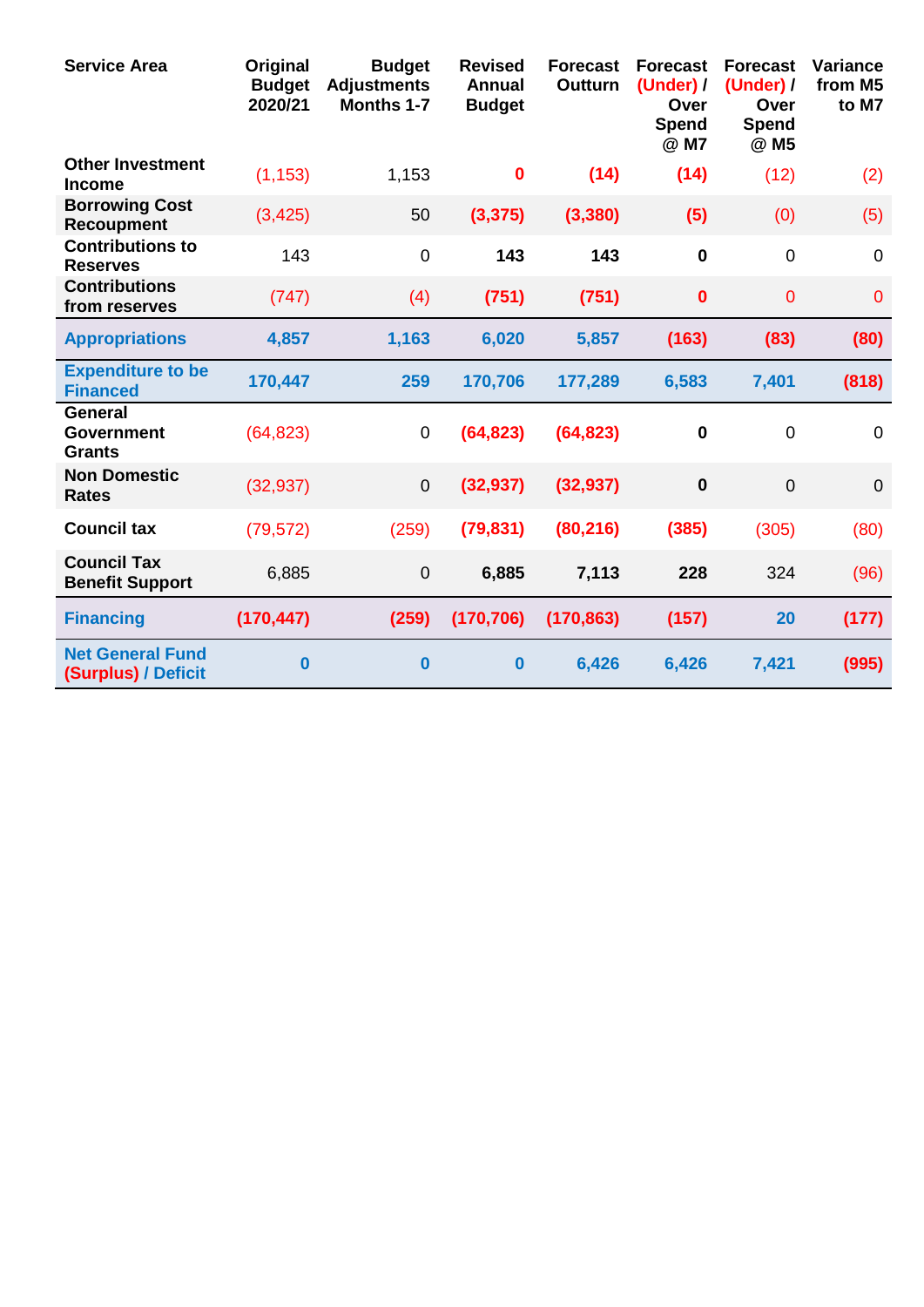| Service Area | Original Budget 2020/21 | Budget Adjustments Months 1-7 | Revised Annual Budget | Forecast Outturn | Forecast (Under) / Over Spend @ M7 | Forecast (Under) / Over Spend @ M5 | Variance from M5 to M7 |
|---|---|---|---|---|---|---|---|
| **Other Investment Income** | (1,153) | 1,153 | **0** | **(14)** | **(14)** | (12) | (2) |
| **Borrowing Cost Recoupment** | (3,425) | 50 | **(3,375)** | **(3,380)** | **(5)** | (0) | (5) |
| **Contributions to Reserves** | 143 | 0 | **143** | **143** | **0** | 0 | 0 |
| **Contributions from reserves** | (747) | (4) | **(751)** | **(751)** | **0** | 0 | 0 |
| **Appropriations** | **4,857** | **1,163** | **6,020** | **5,857** | **(163)** | **(83)** | **(80)** |
| **Expenditure to be Financed** | **170,447** | **259** | **170,706** | **177,289** | **6,583** | **7,401** | **(818)** |
| **General Government Grants** | (64,823) | 0 | **(64,823)** | **(64,823)** | **0** | 0 | 0 |
| **Non Domestic Rates** | (32,937) | 0 | **(32,937)** | **(32,937)** | **0** | 0 | 0 |
| **Council tax** | (79,572) | (259) | **(79,831)** | **(80,216)** | **(385)** | (305) | (80) |
| **Council Tax Benefit Support** | 6,885 | 0 | **6,885** | **7,113** | **228** | 324 | (96) |
| **Financing** | **(170,447)** | **(259)** | **(170,706)** | **(170,863)** | **(157)** | **20** | **(177)** |
| **Net General Fund (Surplus) / Deficit** | **0** | **0** | **0** | **6,426** | **6,426** | **7,421** | **(995)** |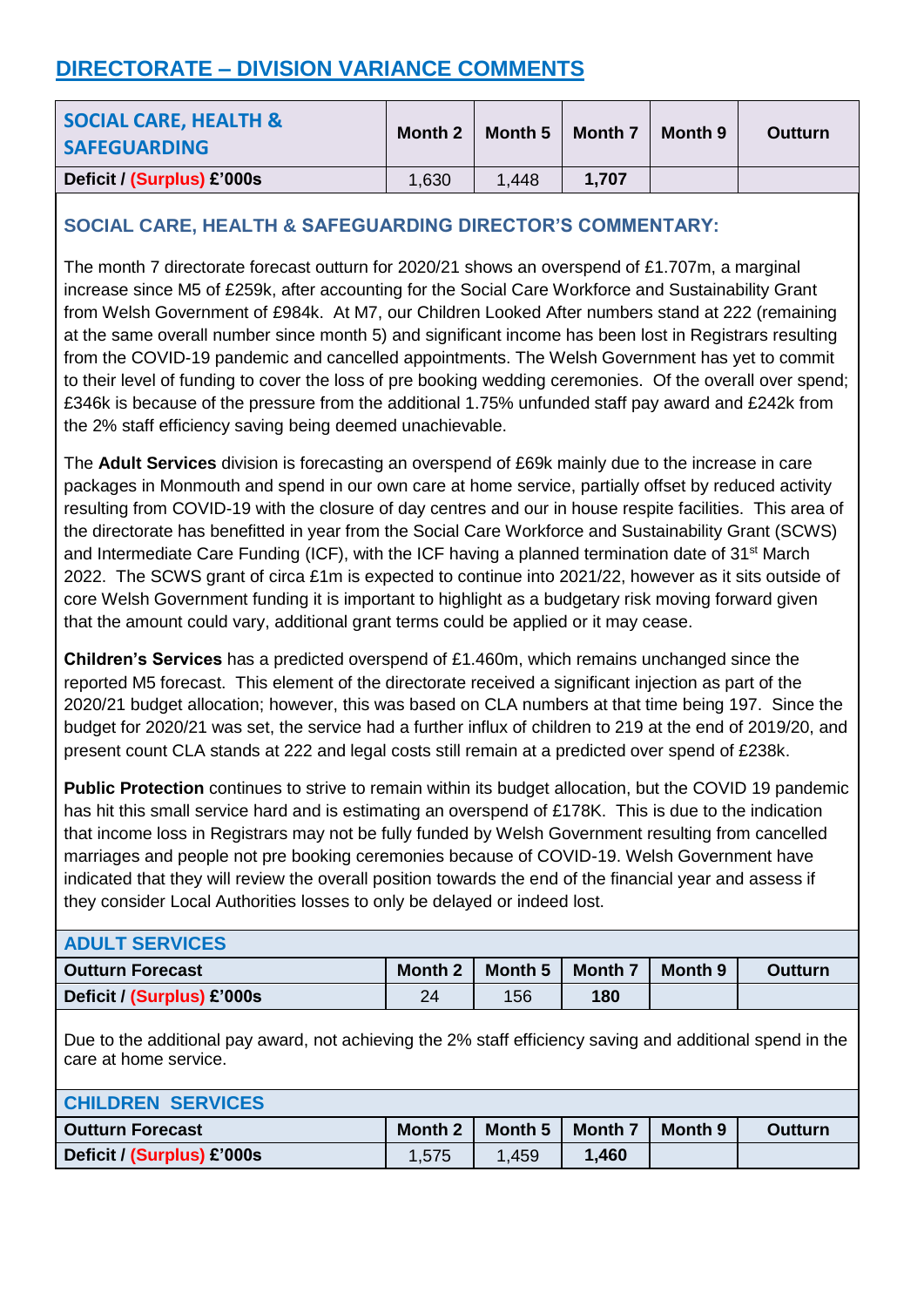## DIRECTORATE – DIVISION VARIANCE COMMENTS

| SOCIAL CARE, HEALTH & SAFEGUARDING | Month 2 | Month 5 | Month 7 | Month 9 | Outturn |
|---|---|---|---|---|---|
| **Deficit / (Surplus) £'000s** | 1,630 | 1,448 | **1,707** | | |

### SOCIAL CARE, HEALTH & SAFEGUARDING DIRECTOR'S COMMENTARY:

The month 7 directorate forecast outturn for 2020/21 shows an overspend of £1.707m, a marginal increase since M5 of £259k, after accounting for the Social Care Workforce and Sustainability Grant from Welsh Government of £984k. At M7, our Children Looked After numbers stand at 222 (remaining at the same overall number since month 5) and significant income has been lost in Registrars resulting from the COVID-19 pandemic and cancelled appointments. The Welsh Government has yet to commit to their level of funding to cover the loss of pre booking wedding ceremonies. Of the overall over spend; £346k is because of the pressure from the additional 1.75% unfunded staff pay award and £242k from the 2% staff efficiency saving being deemed unachievable.

The **Adult Services** division is forecasting an overspend of £69k mainly due to the increase in care packages in Monmouth and spend in our own care at home service, partially offset by reduced activity resulting from COVID-19 with the closure of day centres and our in house respite facilities. This area of the directorate has benefitted in year from the Social Care Workforce and Sustainability Grant (SCWS) and Intermediate Care Funding (ICF), with the ICF having a planned termination date of 31st March 2022. The SCWS grant of circa £1m is expected to continue into 2021/22, however as it sits outside of core Welsh Government funding it is important to highlight as a budgetary risk moving forward given that the amount could vary, additional grant terms could be applied or it may cease.

**Children's Services** has a predicted overspend of £1.460m, which remains unchanged since the reported M5 forecast. This element of the directorate received a significant injection as part of the 2020/21 budget allocation; however, this was based on CLA numbers at that time being 197. Since the budget for 2020/21 was set, the service had a further influx of children to 219 at the end of 2019/20, and present count CLA stands at 222 and legal costs still remain at a predicted over spend of £238k.

**Public Protection** continues to strive to remain within its budget allocation, but the COVID 19 pandemic has hit this small service hard and is estimating an overspend of £178K. This is due to the indication that income loss in Registrars may not be fully funded by Welsh Government resulting from cancelled marriages and people not pre booking ceremonies because of COVID-19. Welsh Government have indicated that they will review the overall position towards the end of the financial year and assess if they consider Local Authorities losses to only be delayed or indeed lost.

### ADULT SERVICES

| Outturn Forecast | Month 2 | Month 5 | Month 7 | Month 9 | Outturn |
|---|---|---|---|---|---|
| **Deficit / (Surplus) £'000s** | 24 | 156 | **180** | | |

Due to the additional pay award, not achieving the 2% staff efficiency saving and additional spend in the care at home service.

### CHILDREN SERVICES

| Outturn Forecast | Month 2 | Month 5 | Month 7 | Month 9 | Outturn |
|---|---|---|---|---|---|
| **Deficit / (Surplus) £'000s** | 1,575 | 1,459 | **1,460** | | |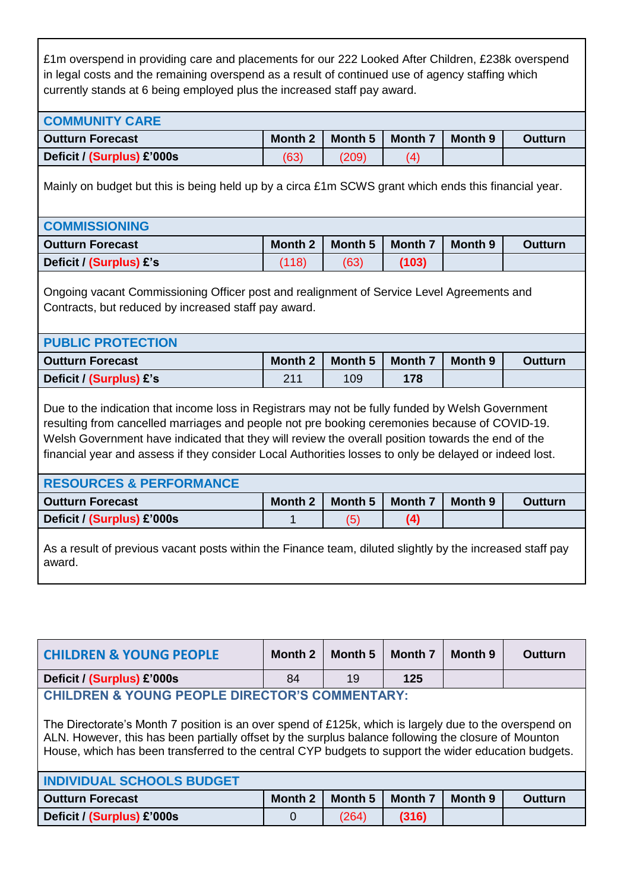£1m overspend in providing care and placements for our 222 Looked After Children, £238k overspend in legal costs and the remaining overspend as a result of continued use of agency staffing which currently stands at 6 being employed plus the increased staff pay award.

| **COMMUNITY CARE** | | | | | |
|---|---|---|---|---|---|
| **Outturn Forecast** | **Month 2** | **Month 5** | **Month 7** | **Month 9** | **Outturn** |
| **Deficit / (Surplus) £'000s** | (63) | (209) | (4) | | |

Mainly on budget but this is being held up by a circa £1m SCWS grant which ends this financial year.

| **COMMISSIONING** | | | | | |
|---|---|---|---|---|---|
| **Outturn Forecast** | **Month 2** | **Month 5** | **Month 7** | **Month 9** | **Outturn** |
| **Deficit / (Surplus) £'s** | (118) | (63) | **(103)** | | |

Ongoing vacant Commissioning Officer post and realignment of Service Level Agreements and Contracts, but reduced by increased staff pay award.

| **PUBLIC PROTECTION** | | | | | |
|---|---|---|---|---|---|
| **Outturn Forecast** | **Month 2** | **Month 5** | **Month 7** | **Month 9** | **Outturn** |
| **Deficit / (Surplus) £'s** | 211 | 109 | **178** | | |

Due to the indication that income loss in Registrars may not be fully funded by Welsh Government resulting from cancelled marriages and people not pre booking ceremonies because of COVID-19. Welsh Government have indicated that they will review the overall position towards the end of the financial year and assess if they consider Local Authorities losses to only be delayed or indeed lost.

| **RESOURCES & PERFORMANCE** | | | | | |
|---|---|---|---|---|---|
| **Outturn Forecast** | **Month 2** | **Month 5** | **Month 7** | **Month 9** | **Outturn** |
| **Deficit / (Surplus) £'000s** | 1 | (5) | **(4)** | | |

As a result of previous vacant posts within the Finance team, diluted slightly by the increased staff pay award.

| **CHILDREN & YOUNG PEOPLE** | **Month 2** | **Month 5** | **Month 7** | **Month 9** | **Outturn** |
|---|---|---|---|---|---|
| **Deficit / (Surplus) £'000s** | 84 | 19 | **125** | | |

**CHILDREN & YOUNG PEOPLE DIRECTOR'S COMMENTARY:**

The Directorate's Month 7 position is an over spend of £125k, which is largely due to the overspend on ALN. However, this has been partially offset by the surplus balance following the closure of Mounton House, which has been transferred to the central CYP budgets to support the wider education budgets.

| **INDIVIDUAL SCHOOLS BUDGET** | | | | | |
|---|---|---|---|---|---|
| **Outturn Forecast** | **Month 2** | **Month 5** | **Month 7** | **Month 9** | **Outturn** |
| **Deficit / (Surplus) £'000s** | 0 | (264) | **(316)** | | |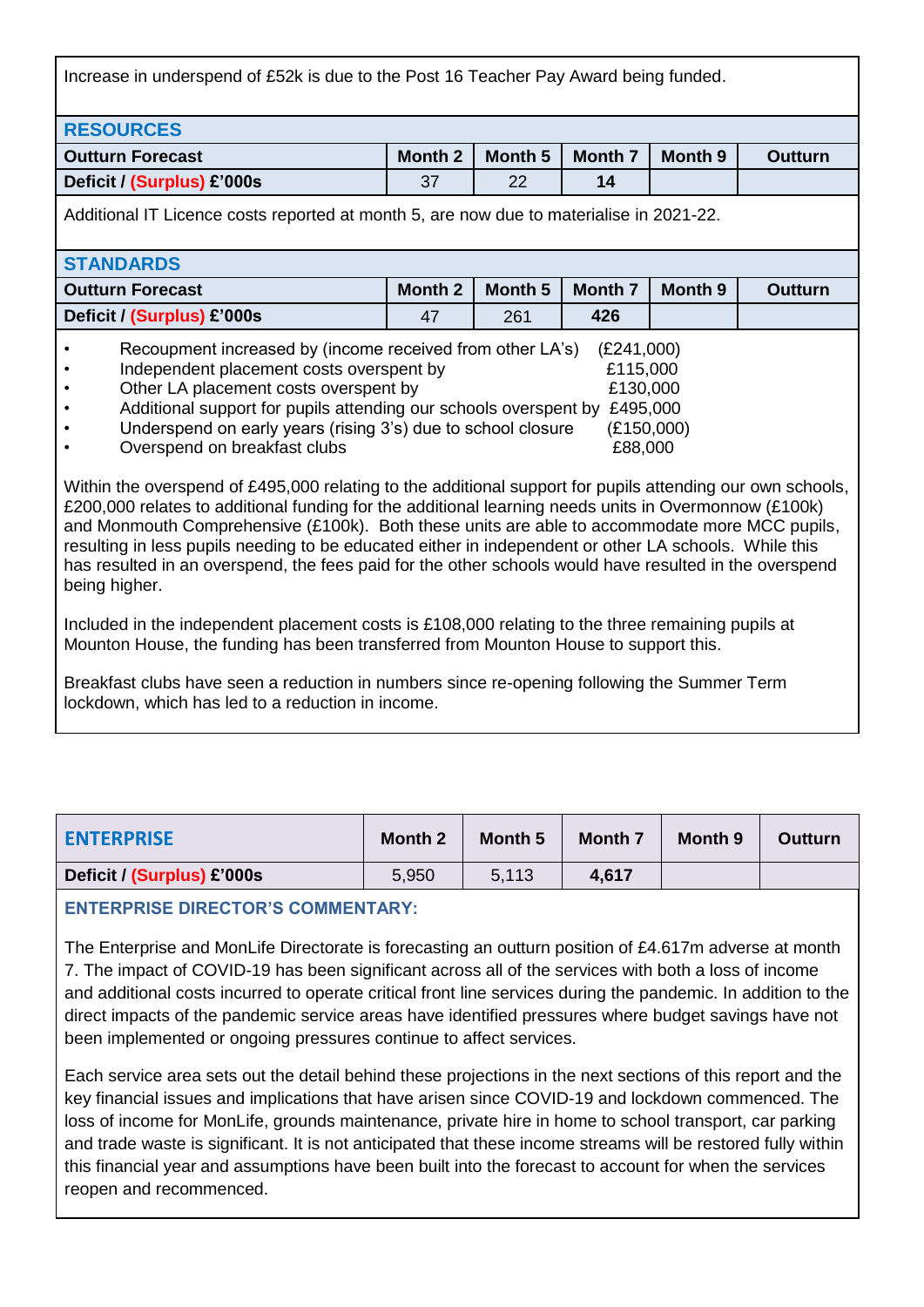Increase in underspend of £52k is due to the Post 16 Teacher Pay Award being funded.

## RESOURCES

| Outturn Forecast | Month 2 | Month 5 | Month 7 | Month 9 | Outturn |
|---|---|---|---|---|---|
| Deficit / (Surplus) £'000s | 37 | 22 | **14** | | |

Additional IT Licence costs reported at month 5, are now due to materialise in 2021-22.

## STANDARDS

| Outturn Forecast | Month 2 | Month 5 | Month 7 | Month 9 | Outturn |
|---|---|---|---|---|---|
| Deficit / (Surplus) £'000s | 47 | 261 | **426** | | |

- Recoupment increased by (income received from other LA's) (£241,000)
- Independent placement costs overspent by £115,000
- Other LA placement costs overspent by £130,000
- Additional support for pupils attending our schools overspent by £495,000
- Underspend on early years (rising 3's) due to school closure (£150,000)
- Overspend on breakfast clubs £88,000

Within the overspend of £495,000 relating to the additional support for pupils attending our own schools, £200,000 relates to additional funding for the additional learning needs units in Overmonnow (£100k) and Monmouth Comprehensive (£100k). Both these units are able to accommodate more MCC pupils, resulting in less pupils needing to be educated either in independent or other LA schools. While this has resulted in an overspend, the fees paid for the other schools would have resulted in the overspend being higher.

Included in the independent placement costs is £108,000 relating to the three remaining pupils at Mounton House, the funding has been transferred from Mounton House to support this.

Breakfast clubs have seen a reduction in numbers since re-opening following the Summer Term lockdown, which has led to a reduction in income.

## ENTERPRISE

| ENTERPRISE | Month 2 | Month 5 | Month 7 | Month 9 | Outturn |
|---|---|---|---|---|---|
| Deficit / (Surplus) £'000s | 5,950 | 5,113 | **4,617** | | |

**ENTERPRISE DIRECTOR'S COMMENTARY:**

The Enterprise and MonLife Directorate is forecasting an outturn position of £4.617m adverse at month 7. The impact of COVID-19 has been significant across all of the services with both a loss of income and additional costs incurred to operate critical front line services during the pandemic. In addition to the direct impacts of the pandemic service areas have identified pressures where budget savings have not been implemented or ongoing pressures continue to affect services.

Each service area sets out the detail behind these projections in the next sections of this report and the key financial issues and implications that have arisen since COVID-19 and lockdown commenced. The loss of income for MonLife, grounds maintenance, private hire in home to school transport, car parking and trade waste is significant. It is not anticipated that these income streams will be restored fully within this financial year and assumptions have been built into the forecast to account for when the services reopen and recommenced.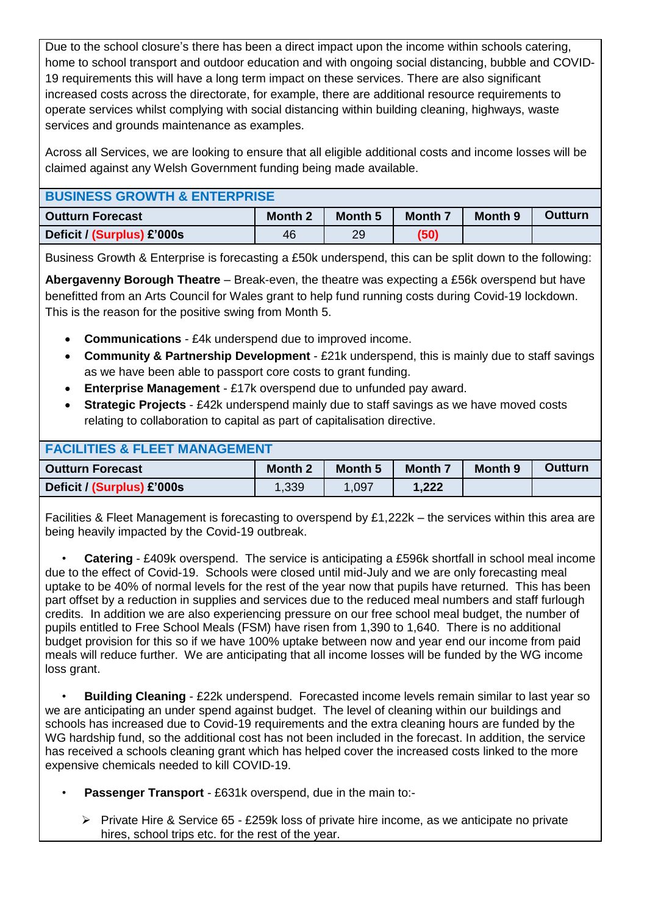Due to the school closure's there has been a direct impact upon the income within schools catering, home to school transport and outdoor education and with ongoing social distancing, bubble and COVID-19 requirements this will have a long term impact on these services. There are also significant increased costs across the directorate, for example, there are additional resource requirements to operate services whilst complying with social distancing within building cleaning, highways, waste services and grounds maintenance as examples.

Across all Services, we are looking to ensure that all eligible additional costs and income losses will be claimed against any Welsh Government funding being made available.

## BUSINESS GROWTH & ENTERPRISE

| Outturn Forecast | Month 2 | Month 5 | Month 7 | Month 9 | Outturn |
|---|---|---|---|---|---|
| Deficit / (Surplus) £'000s | 46 | 29 | (50) | | |

Business Growth & Enterprise is forecasting a £50k underspend, this can be split down to the following:

**Abergavenny Borough Theatre** – Break-even, the theatre was expecting a £56k overspend but have benefitted from an Arts Council for Wales grant to help fund running costs during Covid-19 lockdown. This is the reason for the positive swing from Month 5.

- **Communications** - £4k underspend due to improved income.
- **Community & Partnership Development** - £21k underspend, this is mainly due to staff savings as we have been able to passport core costs to grant funding.
- **Enterprise Management** - £17k overspend due to unfunded pay award.
- **Strategic Projects** - £42k underspend mainly due to staff savings as we have moved costs relating to collaboration to capital as part of capitalisation directive.

## FACILITIES & FLEET MANAGEMENT

| Outturn Forecast | Month 2 | Month 5 | Month 7 | Month 9 | Outturn |
|---|---|---|---|---|---|
| Deficit / (Surplus) £'000s | 1,339 | 1,097 | 1,222 | | |

Facilities & Fleet Management is forecasting to overspend by £1,222k – the services within this area are being heavily impacted by the Covid-19 outbreak.

- **Catering** - £409k overspend. The service is anticipating a £596k shortfall in school meal income due to the effect of Covid-19. Schools were closed until mid-July and we are only forecasting meal uptake to be 40% of normal levels for the rest of the year now that pupils have returned. This has been part offset by a reduction in supplies and services due to the reduced meal numbers and staff furlough credits. In addition we are also experiencing pressure on our free school meal budget, the number of pupils entitled to Free School Meals (FSM) have risen from 1,390 to 1,640. There is no additional budget provision for this so if we have 100% uptake between now and year end our income from paid meals will reduce further. We are anticipating that all income losses will be funded by the WG income loss grant.

- **Building Cleaning** - £22k underspend. Forecasted income levels remain similar to last year so we are anticipating an under spend against budget. The level of cleaning within our buildings and schools has increased due to Covid-19 requirements and the extra cleaning hours are funded by the WG hardship fund, so the additional cost has not been included in the forecast. In addition, the service has received a schools cleaning grant which has helped cover the increased costs linked to the more expensive chemicals needed to kill COVID-19.

- **Passenger Transport** - £631k overspend, due in the main to:-
  - Private Hire & Service 65 - £259k loss of private hire income, as we anticipate no private hires, school trips etc. for the rest of the year.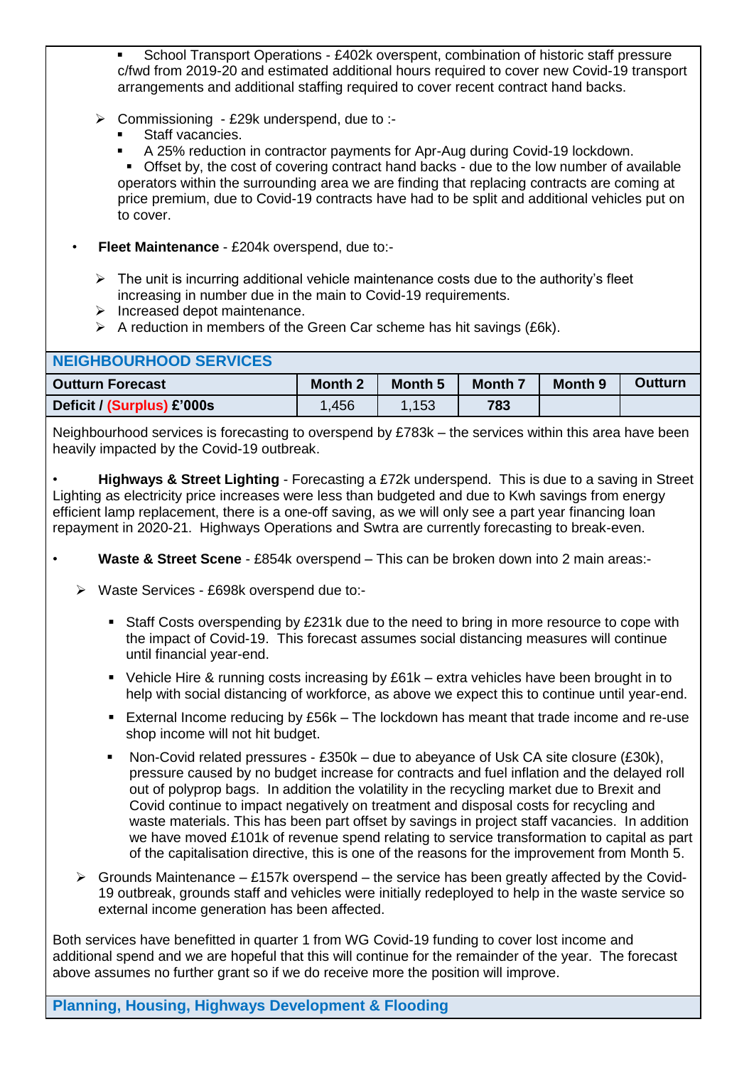- School Transport Operations - £402k overspent, combination of historic staff pressure c/fwd from 2019-20 and estimated additional hours required to cover new Covid-19 transport arrangements and additional staffing required to cover recent contract hand backs.

- Commissioning - £29k underspend, due to :-
  - Staff vacancies.
  - A 25% reduction in contractor payments for Apr-Aug during Covid-19 lockdown.
  - Offset by, the cost of covering contract hand backs - due to the low number of available operators within the surrounding area we are finding that replacing contracts are coming at price premium, due to Covid-19 contracts have had to be split and additional vehicles put on to cover.

- **Fleet Maintenance** - £204k overspend, due to:-
  - The unit is incurring additional vehicle maintenance costs due to the authority's fleet increasing in number due in the main to Covid-19 requirements.
  - Increased depot maintenance.
  - A reduction in members of the Green Car scheme has hit savings (£6k).

## NEIGHBOURHOOD SERVICES

| Outturn Forecast | Month 2 | Month 5 | Month 7 | Month 9 | Outturn |
|---|---|---|---|---|---|
| **Deficit / (Surplus) £'000s** | 1,456 | 1,153 | **783** | | |

Neighbourhood services is forecasting to overspend by £783k – the services within this area have been heavily impacted by the Covid-19 outbreak.

- **Highways & Street Lighting** - Forecasting a £72k underspend. This is due to a saving in Street Lighting as electricity price increases were less than budgeted and due to Kwh savings from energy efficient lamp replacement, there is a one-off saving, as we will only see a part year financing loan repayment in 2020-21. Highways Operations and Swtra are currently forecasting to break-even.

- **Waste & Street Scene** - £854k overspend – This can be broken down into 2 main areas:-
  - Waste Services - £698k overspend due to:-
    - Staff Costs overspending by £231k due to the need to bring in more resource to cope with the impact of Covid-19. This forecast assumes social distancing measures will continue until financial year-end.
    - Vehicle Hire & running costs increasing by £61k – extra vehicles have been brought in to help with social distancing of workforce, as above we expect this to continue until year-end.
    - External Income reducing by £56k – The lockdown has meant that trade income and re-use shop income will not hit budget.
    - Non-Covid related pressures - £350k – due to abeyance of Usk CA site closure (£30k), pressure caused by no budget increase for contracts and fuel inflation and the delayed roll out of polyprop bags. In addition the volatility in the recycling market due to Brexit and Covid continue to impact negatively on treatment and disposal costs for recycling and waste materials. This has been part offset by savings in project staff vacancies. In addition we have moved £101k of revenue spend relating to service transformation to capital as part of the capitalisation directive, this is one of the reasons for the improvement from Month 5.
  - Grounds Maintenance – £157k overspend – the service has been greatly affected by the Covid-19 outbreak, grounds staff and vehicles were initially redeployed to help in the waste service so external income generation has been affected.

Both services have benefitted in quarter 1 from WG Covid-19 funding to cover lost income and additional spend and we are hopeful that this will continue for the remainder of the year. The forecast above assumes no further grant so if we do receive more the position will improve.

## Planning, Housing, Highways Development & Flooding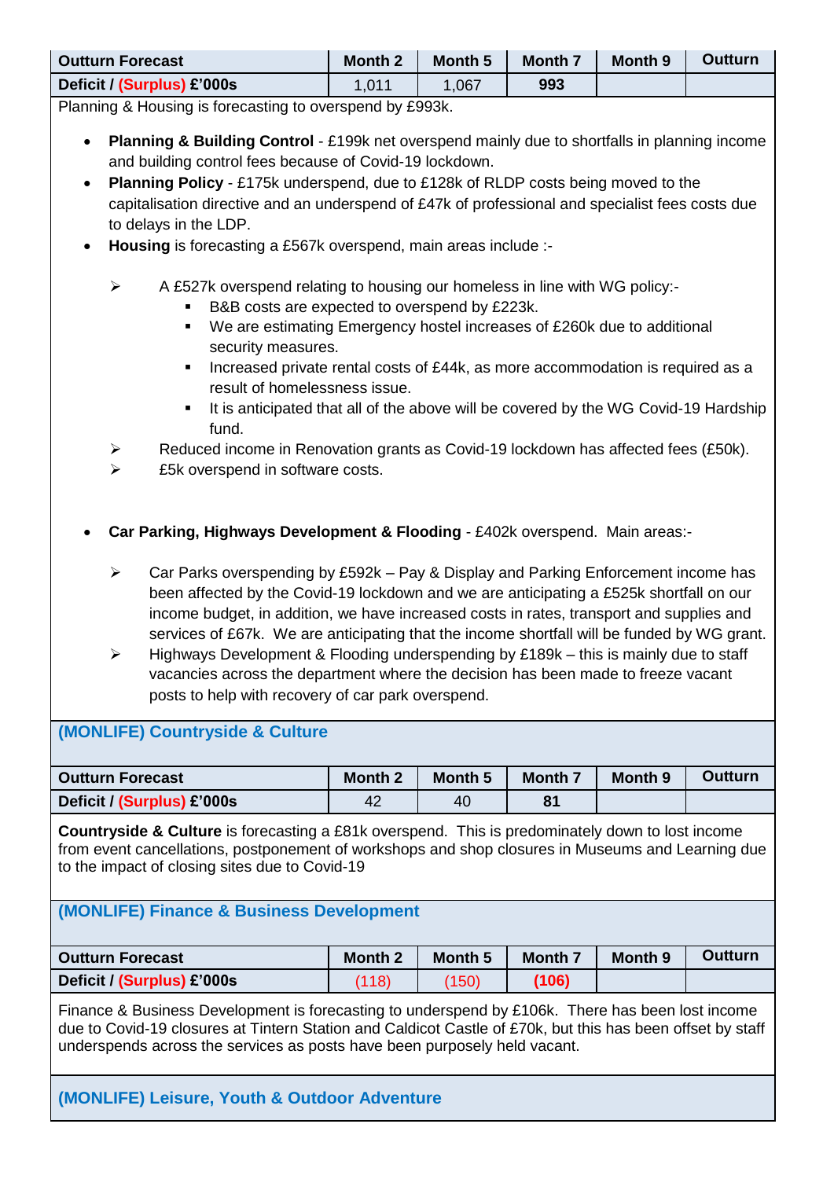| Outturn Forecast | Month 2 | Month 5 | Month 7 | Month 9 | Outturn |
|---|---|---|---|---|---|
| Deficit / (Surplus) £'000s | 1,011 | 1,067 | **993** | | |

Planning & Housing is forecasting to overspend by £993k.

- **Planning & Building Control** - £199k net overspend mainly due to shortfalls in planning income and building control fees because of Covid-19 lockdown.
- **Planning Policy** - £175k underspend, due to £128k of RLDP costs being moved to the capitalisation directive and an underspend of £47k of professional and specialist fees costs due to delays in the LDP.
- **Housing** is forecasting a £567k overspend, main areas include :-
  - A £527k overspend relating to housing our homeless in line with WG policy:-
    - B&B costs are expected to overspend by £223k.
    - We are estimating Emergency hostel increases of £260k due to additional security measures.
    - Increased private rental costs of £44k, as more accommodation is required as a result of homelessness issue.
    - It is anticipated that all of the above will be covered by the WG Covid-19 Hardship fund.
  - Reduced income in Renovation grants as Covid-19 lockdown has affected fees (£50k).
  - £5k overspend in software costs.

- **Car Parking, Highways Development & Flooding** - £402k overspend. Main areas:-
  - Car Parks overspending by £592k – Pay & Display and Parking Enforcement income has been affected by the Covid-19 lockdown and we are anticipating a £525k shortfall on our income budget, in addition, we have increased costs in rates, transport and supplies and services of £67k. We are anticipating that the income shortfall will be funded by WG grant.
  - Highways Development & Flooding underspending by £189k – this is mainly due to staff vacancies across the department where the decision has been made to freeze vacant posts to help with recovery of car park overspend.

## (MONLIFE) Countryside & Culture

| Outturn Forecast | Month 2 | Month 5 | Month 7 | Month 9 | Outturn |
|---|---|---|---|---|---|
| Deficit / (Surplus) £'000s | 42 | 40 | **81** | | |

**Countryside & Culture** is forecasting a £81k overspend. This is predominately down to lost income from event cancellations, postponement of workshops and shop closures in Museums and Learning due to the impact of closing sites due to Covid-19

## (MONLIFE) Finance & Business Development

| Outturn Forecast | Month 2 | Month 5 | Month 7 | Month 9 | Outturn |
|---|---|---|---|---|---|
| Deficit / (Surplus) £'000s | (118) | (150) | **(106)** | | |

Finance & Business Development is forecasting to underspend by £106k. There has been lost income due to Covid-19 closures at Tintern Station and Caldicot Castle of £70k, but this has been offset by staff underspends across the services as posts have been purposely held vacant.

## (MONLIFE) Leisure, Youth & Outdoor Adventure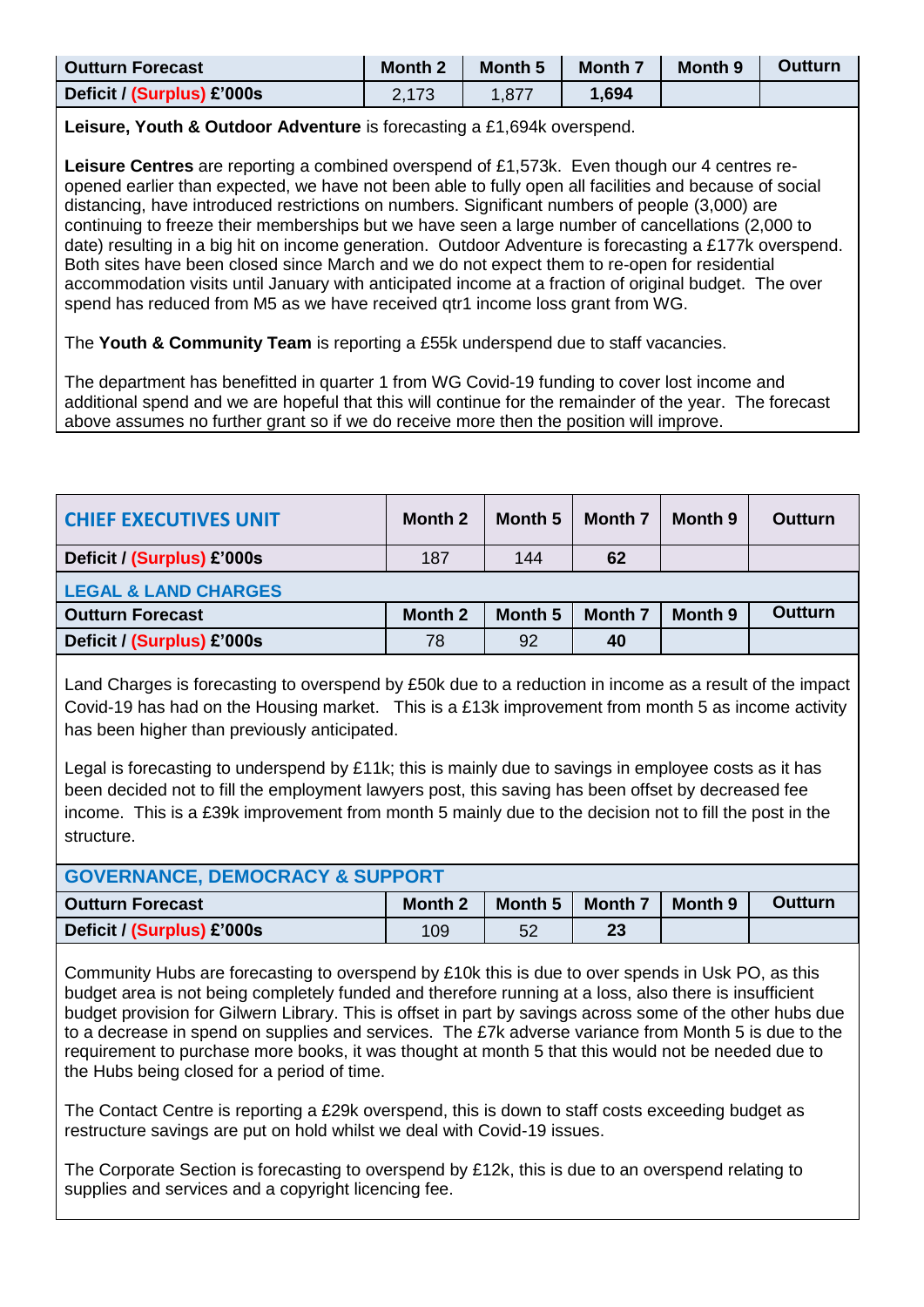| Outturn Forecast | Month 2 | Month 5 | Month 7 | Month 9 | Outturn |
|---|---|---|---|---|---|
| Deficit / (Surplus) £'000s | 2,173 | 1,877 | **1,694** | | |

**Leisure, Youth & Outdoor Adventure** is forecasting a £1,694k overspend.

**Leisure Centres** are reporting a combined overspend of £1,573k. Even though our 4 centres re-opened earlier than expected, we have not been able to fully open all facilities and because of social distancing, have introduced restrictions on numbers. Significant numbers of people (3,000) are continuing to freeze their memberships but we have seen a large number of cancellations (2,000 to date) resulting in a big hit on income generation. Outdoor Adventure is forecasting a £177k overspend. Both sites have been closed since March and we do not expect them to re-open for residential accommodation visits until January with anticipated income at a fraction of original budget. The over spend has reduced from M5 as we have received qtr1 income loss grant from WG.

The **Youth & Community Team** is reporting a £55k underspend due to staff vacancies.

The department has benefitted in quarter 1 from WG Covid-19 funding to cover lost income and additional spend and we are hopeful that this will continue for the remainder of the year. The forecast above assumes no further grant so if we do receive more then the position will improve.

| CHIEF EXECUTIVES UNIT | Month 2 | Month 5 | Month 7 | Month 9 | Outturn |
|---|---|---|---|---|---|
| Deficit / (Surplus) £'000s | 187 | 144 | **62** | | |

| LEGAL & LAND CHARGES | | | | | |
|---|---|---|---|---|---|
| **Outturn Forecast** | **Month 2** | **Month 5** | **Month 7** | **Month 9** | **Outturn** |
| Deficit / (Surplus) £'000s | 78 | 92 | **40** | | |

Land Charges is forecasting to overspend by £50k due to a reduction in income as a result of the impact Covid-19 has had on the Housing market. This is a £13k improvement from month 5 as income activity has been higher than previously anticipated.

Legal is forecasting to underspend by £11k; this is mainly due to savings in employee costs as it has been decided not to fill the employment lawyers post, this saving has been offset by decreased fee income. This is a £39k improvement from month 5 mainly due to the decision not to fill the post in the structure.

| GOVERNANCE, DEMOCRACY & SUPPORT | | | | | |
|---|---|---|---|---|---|
| **Outturn Forecast** | **Month 2** | **Month 5** | **Month 7** | **Month 9** | **Outturn** |
| Deficit / (Surplus) £'000s | 109 | 52 | **23** | | |

Community Hubs are forecasting to overspend by £10k this is due to over spends in Usk PO, as this budget area is not being completely funded and therefore running at a loss, also there is insufficient budget provision for Gilwern Library. This is offset in part by savings across some of the other hubs due to a decrease in spend on supplies and services. The £7k adverse variance from Month 5 is due to the requirement to purchase more books, it was thought at month 5 that this would not be needed due to the Hubs being closed for a period of time.

The Contact Centre is reporting a £29k overspend, this is down to staff costs exceeding budget as restructure savings are put on hold whilst we deal with Covid-19 issues.

The Corporate Section is forecasting to overspend by £12k, this is due to an overspend relating to supplies and services and a copyright licencing fee.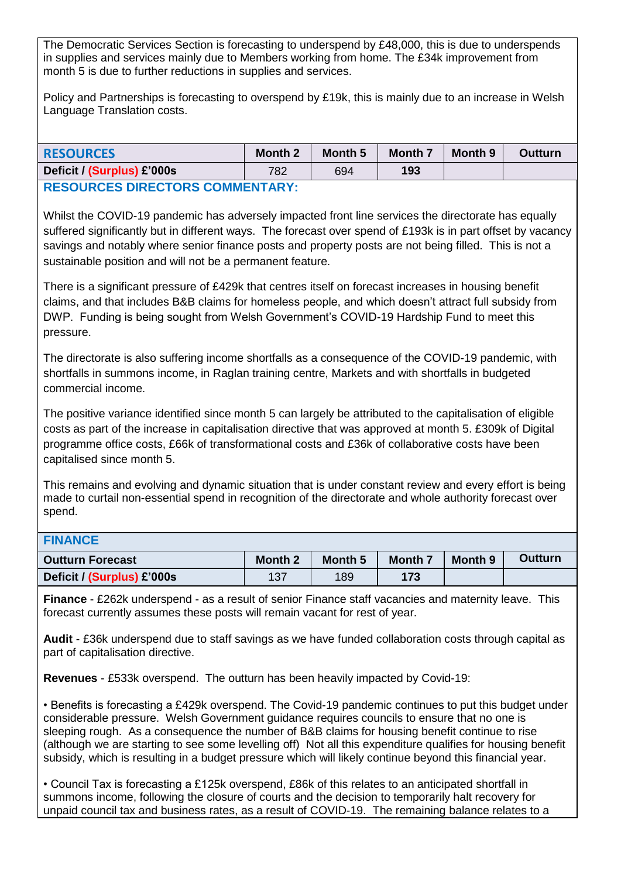The Democratic Services Section is forecasting to underspend by £48,000, this is due to underspends in supplies and services mainly due to Members working from home. The £34k improvement from month 5 is due to further reductions in supplies and services.

Policy and Partnerships is forecasting to overspend by £19k, this is mainly due to an increase in Welsh Language Translation costs.

| **RESOURCES** | Month 2 | Month 5 | Month 7 | Month 9 | Outturn |
|---|---|---|---|---|---|
| **Deficit / (Surplus) £'000s** | 782 | 694 | **193** | | |

## RESOURCES DIRECTORS COMMENTARY:

Whilst the COVID-19 pandemic has adversely impacted front line services the directorate has equally suffered significantly but in different ways. The forecast over spend of £193k is in part offset by vacancy savings and notably where senior finance posts and property posts are not being filled. This is not a sustainable position and will not be a permanent feature.

There is a significant pressure of £429k that centres itself on forecast increases in housing benefit claims, and that includes B&B claims for homeless people, and which doesn't attract full subsidy from DWP. Funding is being sought from Welsh Government's COVID-19 Hardship Fund to meet this pressure.

The directorate is also suffering income shortfalls as a consequence of the COVID-19 pandemic, with shortfalls in summons income, in Raglan training centre, Markets and with shortfalls in budgeted commercial income.

The positive variance identified since month 5 can largely be attributed to the capitalisation of eligible costs as part of the increase in capitalisation directive that was approved at month 5. £309k of Digital programme office costs, £66k of transformational costs and £36k of collaborative costs have been capitalised since month 5.

This remains and evolving and dynamic situation that is under constant review and every effort is being made to curtail non-essential spend in recognition of the directorate and whole authority forecast over spend.

## FINANCE

| **Outturn Forecast** | Month 2 | Month 5 | Month 7 | Month 9 | Outturn |
|---|---|---|---|---|---|
| **Deficit / (Surplus) £'000s** | 137 | 189 | **173** | | |

**Finance** - £262k underspend - as a result of senior Finance staff vacancies and maternity leave. This forecast currently assumes these posts will remain vacant for rest of year.

**Audit** - £36k underspend due to staff savings as we have funded collaboration costs through capital as part of capitalisation directive.

**Revenues** - £533k overspend. The outturn has been heavily impacted by Covid-19:

• Benefits is forecasting a £429k overspend. The Covid-19 pandemic continues to put this budget under considerable pressure. Welsh Government guidance requires councils to ensure that no one is sleeping rough. As a consequence the number of B&B claims for housing benefit continue to rise (although we are starting to see some levelling off) Not all this expenditure qualifies for housing benefit subsidy, which is resulting in a budget pressure which will likely continue beyond this financial year.

• Council Tax is forecasting a £125k overspend, £86k of this relates to an anticipated shortfall in summons income, following the closure of courts and the decision to temporarily halt recovery for unpaid council tax and business rates, as a result of COVID-19. The remaining balance relates to a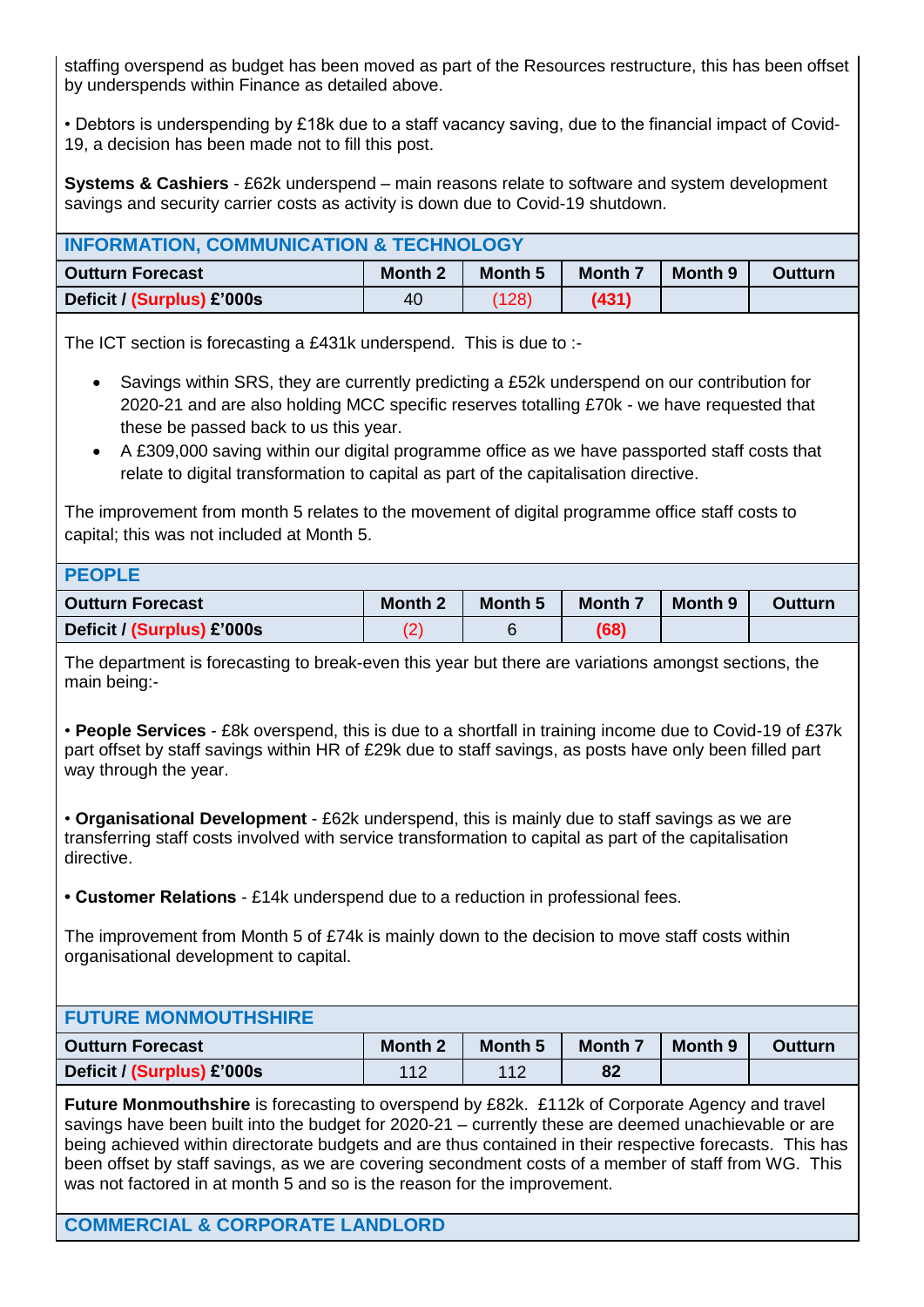staffing overspend as budget has been moved as part of the Resources restructure, this has been offset by underspends within Finance as detailed above.

• Debtors is underspending by £18k due to a staff vacancy saving, due to the financial impact of Covid-19, a decision has been made not to fill this post.

**Systems & Cashiers** - £62k underspend – main reasons relate to software and system development savings and security carrier costs as activity is down due to Covid-19 shutdown.

| INFORMATION, COMMUNICATION & TECHNOLOGY | | | | | |
|---|---|---|---|---|---|
| **Outturn Forecast** | **Month 2** | **Month 5** | **Month 7** | **Month 9** | **Outturn** |
| **Deficit / (Surplus) £'000s** | 40 | (128) | **(431)** | | |

The ICT section is forecasting a £431k underspend. This is due to :-

- Savings within SRS, they are currently predicting a £52k underspend on our contribution for 2020-21 and are also holding MCC specific reserves totalling £70k - we have requested that these be passed back to us this year.
- A £309,000 saving within our digital programme office as we have passported staff costs that relate to digital transformation to capital as part of the capitalisation directive.

The improvement from month 5 relates to the movement of digital programme office staff costs to capital; this was not included at Month 5.

| PEOPLE | | | | | |
|---|---|---|---|---|---|
| **Outturn Forecast** | **Month 2** | **Month 5** | **Month 7** | **Month 9** | **Outturn** |
| **Deficit / (Surplus) £'000s** | (2) | 6 | **(68)** | | |

The department is forecasting to break-even this year but there are variations amongst sections, the main being:-

• **People Services** - £8k overspend, this is due to a shortfall in training income due to Covid-19 of £37k part offset by staff savings within HR of £29k due to staff savings, as posts have only been filled part way through the year.

• **Organisational Development** - £62k underspend, this is mainly due to staff savings as we are transferring staff costs involved with service transformation to capital as part of the capitalisation directive.

**• Customer Relations** - £14k underspend due to a reduction in professional fees.

The improvement from Month 5 of £74k is mainly down to the decision to move staff costs within organisational development to capital.

| FUTURE MONMOUTHSHIRE | | | | | |
|---|---|---|---|---|---|
| **Outturn Forecast** | **Month 2** | **Month 5** | **Month 7** | **Month 9** | **Outturn** |
| **Deficit / (Surplus) £'000s** | 112 | 112 | **82** | | |

**Future Monmouthshire** is forecasting to overspend by £82k. £112k of Corporate Agency and travel savings have been built into the budget for 2020-21 – currently these are deemed unachievable or are being achieved within directorate budgets and are thus contained in their respective forecasts. This has been offset by staff savings, as we are covering secondment costs of a member of staff from WG. This was not factored in at month 5 and so is the reason for the improvement.

**COMMERCIAL & CORPORATE LANDLORD**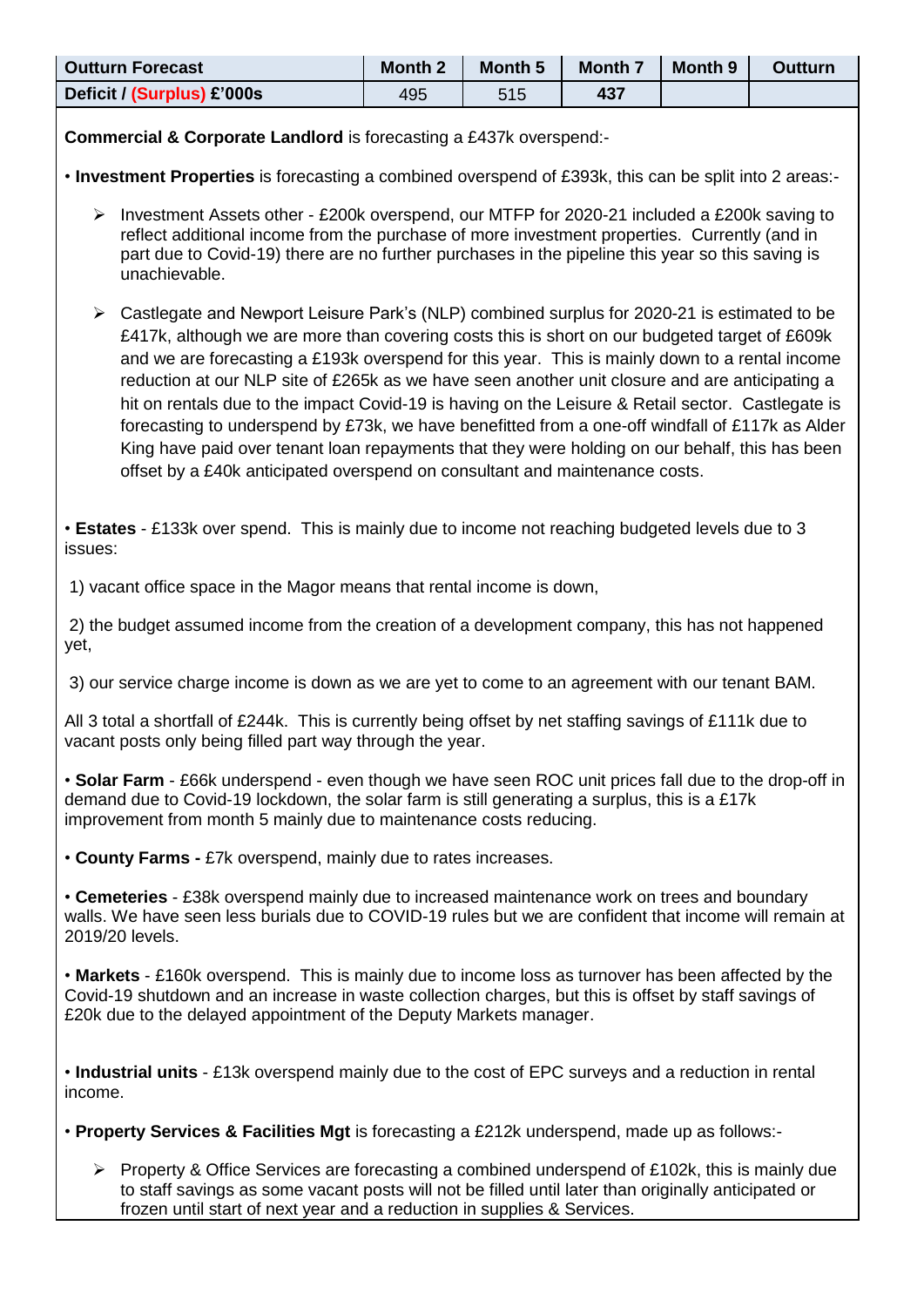| Outturn Forecast | Month 2 | Month 5 | Month 7 | Month 9 | Outturn |
|---|---|---|---|---|---|
| Deficit / (Surplus) £'000s | 495 | 515 | **437** | | |

**Commercial & Corporate Landlord** is forecasting a £437k overspend:-

• **Investment Properties** is forecasting a combined overspend of £393k, this can be split into 2 areas:-

- Investment Assets other - £200k overspend, our MTFP for 2020-21 included a £200k saving to reflect additional income from the purchase of more investment properties. Currently (and in part due to Covid-19) there are no further purchases in the pipeline this year so this saving is unachievable.

- Castlegate and Newport Leisure Park's (NLP) combined surplus for 2020-21 is estimated to be £417k, although we are more than covering costs this is short on our budgeted target of £609k and we are forecasting a £193k overspend for this year. This is mainly down to a rental income reduction at our NLP site of £265k as we have seen another unit closure and are anticipating a hit on rentals due to the impact Covid-19 is having on the Leisure & Retail sector. Castlegate is forecasting to underspend by £73k, we have benefitted from a one-off windfall of £117k as Alder King have paid over tenant loan repayments that they were holding on our behalf, this has been offset by a £40k anticipated overspend on consultant and maintenance costs.

• **Estates** - £133k over spend. This is mainly due to income not reaching budgeted levels due to 3 issues:

1) vacant office space in the Magor means that rental income is down,

2) the budget assumed income from the creation of a development company, this has not happened yet,

3) our service charge income is down as we are yet to come to an agreement with our tenant BAM.

All 3 total a shortfall of £244k. This is currently being offset by net staffing savings of £111k due to vacant posts only being filled part way through the year.

• **Solar Farm** - £66k underspend - even though we have seen ROC unit prices fall due to the drop-off in demand due to Covid-19 lockdown, the solar farm is still generating a surplus, this is a £17k improvement from month 5 mainly due to maintenance costs reducing.

• **County Farms -** £7k overspend, mainly due to rates increases.

• **Cemeteries** - £38k overspend mainly due to increased maintenance work on trees and boundary walls. We have seen less burials due to COVID-19 rules but we are confident that income will remain at 2019/20 levels.

• **Markets** - £160k overspend. This is mainly due to income loss as turnover has been affected by the Covid-19 shutdown and an increase in waste collection charges, but this is offset by staff savings of £20k due to the delayed appointment of the Deputy Markets manager.

• **Industrial units** - £13k overspend mainly due to the cost of EPC surveys and a reduction in rental income.

• **Property Services & Facilities Mgt** is forecasting a £212k underspend, made up as follows:-

- Property & Office Services are forecasting a combined underspend of £102k, this is mainly due to staff savings as some vacant posts will not be filled until later than originally anticipated or frozen until start of next year and a reduction in supplies & Services.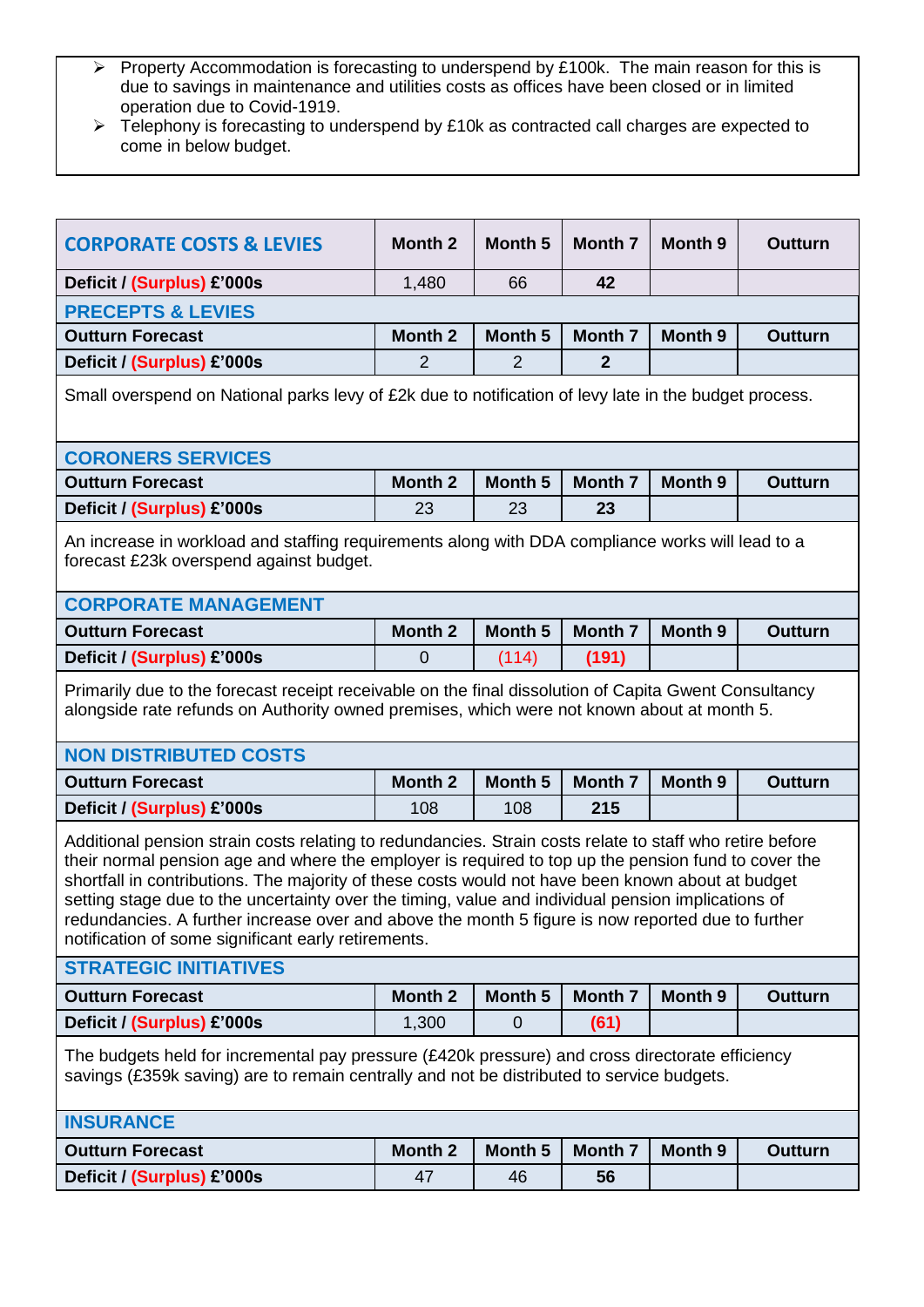- Property Accommodation is forecasting to underspend by £100k. The main reason for this is due to savings in maintenance and utilities costs as offices have been closed or in limited operation due to Covid-1919.
- Telephony is forecasting to underspend by £10k as contracted call charges are expected to come in below budget.

| CORPORATE COSTS & LEVIES | Month 2 | Month 5 | Month 7 | Month 9 | Outturn |
|---|---|---|---|---|---|
| Deficit / (Surplus) £'000s | 1,480 | 66 | **42** | | |

**PRECEPTS & LEVIES**

| Outturn Forecast | Month 2 | Month 5 | Month 7 | Month 9 | Outturn |
|---|---|---|---|---|---|
| Deficit / (Surplus) £'000s | 2 | 2 | **2** | | |

Small overspend on National parks levy of £2k due to notification of levy late in the budget process.

**CORONERS SERVICES**

| Outturn Forecast | Month 2 | Month 5 | Month 7 | Month 9 | Outturn |
|---|---|---|---|---|---|
| Deficit / (Surplus) £'000s | 23 | 23 | **23** | | |

An increase in workload and staffing requirements along with DDA compliance works will lead to a forecast £23k overspend against budget.

**CORPORATE MANAGEMENT**

| Outturn Forecast | Month 2 | Month 5 | Month 7 | Month 9 | Outturn |
|---|---|---|---|---|---|
| Deficit / (Surplus) £'000s | 0 | (114) | **(191)** | | |

Primarily due to the forecast receipt receivable on the final dissolution of Capita Gwent Consultancy alongside rate refunds on Authority owned premises, which were not known about at month 5.

**NON DISTRIBUTED COSTS**

| Outturn Forecast | Month 2 | Month 5 | Month 7 | Month 9 | Outturn |
|---|---|---|---|---|---|
| Deficit / (Surplus) £'000s | 108 | 108 | **215** | | |

Additional pension strain costs relating to redundancies. Strain costs relate to staff who retire before their normal pension age and where the employer is required to top up the pension fund to cover the shortfall in contributions. The majority of these costs would not have been known about at budget setting stage due to the uncertainty over the timing, value and individual pension implications of redundancies. A further increase over and above the month 5 figure is now reported due to further notification of some significant early retirements.

**STRATEGIC INITIATIVES**

| Outturn Forecast | Month 2 | Month 5 | Month 7 | Month 9 | Outturn |
|---|---|---|---|---|---|
| Deficit / (Surplus) £'000s | 1,300 | 0 | **(61)** | | |

The budgets held for incremental pay pressure (£420k pressure) and cross directorate efficiency savings (£359k saving) are to remain centrally and not be distributed to service budgets.

**INSURANCE**

| Outturn Forecast | Month 2 | Month 5 | Month 7 | Month 9 | Outturn |
|---|---|---|---|---|---|
| Deficit / (Surplus) £'000s | 47 | 46 | **56** | | |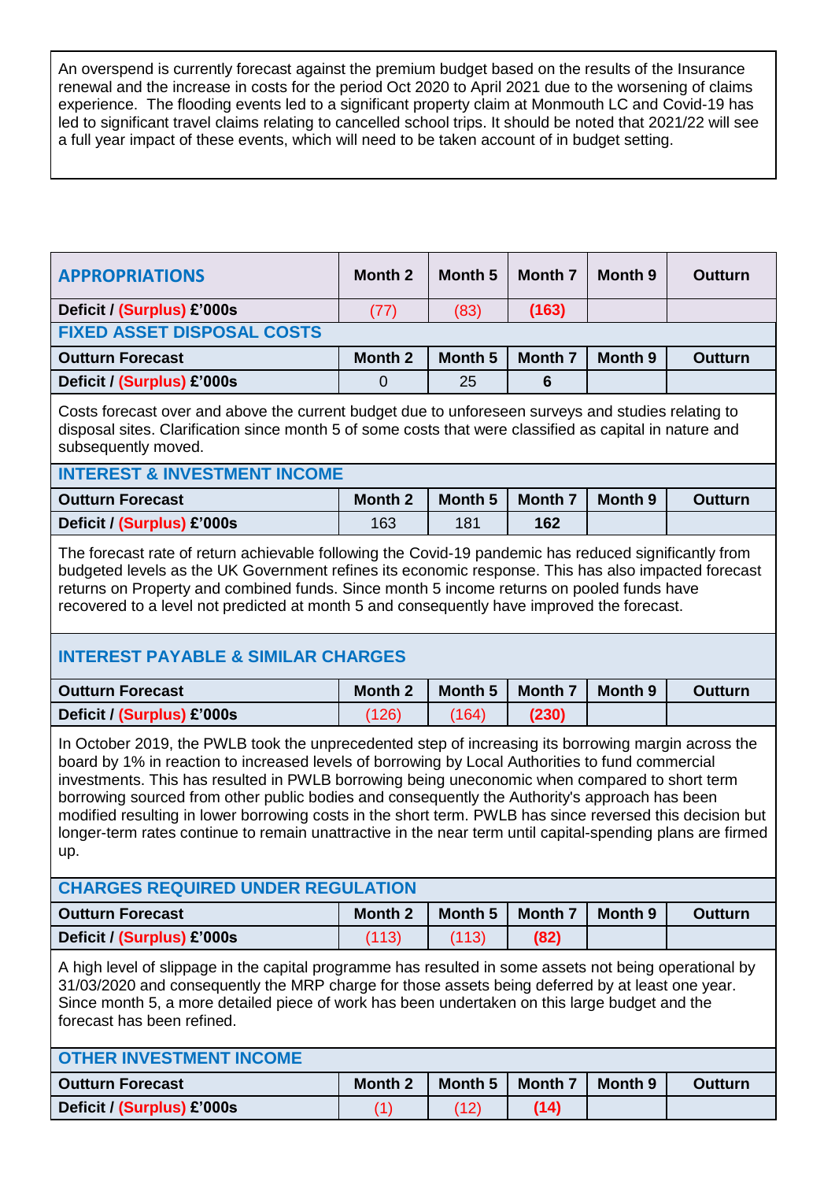An overspend is currently forecast against the premium budget based on the results of the Insurance renewal and the increase in costs for the period Oct 2020 to April 2021 due to the worsening of claims experience. The flooding events led to a significant property claim at Monmouth LC and Covid-19 has led to significant travel claims relating to cancelled school trips. It should be noted that 2021/22 will see a full year impact of these events, which will need to be taken account of in budget setting.

## APPROPRIATIONS

| APPROPRIATIONS | Month 2 | Month 5 | Month 7 | Month 9 | Outturn |
|---|---|---|---|---|---|
| Deficit / (Surplus) £'000s | (77) | (83) | **(163)** | | |

### FIXED ASSET DISPOSAL COSTS

| Outturn Forecast | Month 2 | Month 5 | Month 7 | Month 9 | Outturn |
|---|---|---|---|---|---|
| Deficit / (Surplus) £'000s | 0 | 25 | **6** | | |

Costs forecast over and above the current budget due to unforeseen surveys and studies relating to disposal sites. Clarification since month 5 of some costs that were classified as capital in nature and subsequently moved.

### INTEREST & INVESTMENT INCOME

| Outturn Forecast | Month 2 | Month 5 | Month 7 | Month 9 | Outturn |
|---|---|---|---|---|---|
| Deficit / (Surplus) £'000s | 163 | 181 | **162** | | |

The forecast rate of return achievable following the Covid-19 pandemic has reduced significantly from budgeted levels as the UK Government refines its economic response. This has also impacted forecast returns on Property and combined funds. Since month 5 income returns on pooled funds have recovered to a level not predicted at month 5 and consequently have improved the forecast.

### INTEREST PAYABLE & SIMILAR CHARGES

| Outturn Forecast | Month 2 | Month 5 | Month 7 | Month 9 | Outturn |
|---|---|---|---|---|---|
| Deficit / (Surplus) £'000s | (126) | (164) | **(230)** | | |

In October 2019, the PWLB took the unprecedented step of increasing its borrowing margin across the board by 1% in reaction to increased levels of borrowing by Local Authorities to fund commercial investments. This has resulted in PWLB borrowing being uneconomic when compared to short term borrowing sourced from other public bodies and consequently the Authority's approach has been modified resulting in lower borrowing costs in the short term. PWLB has since reversed this decision but longer-term rates continue to remain unattractive in the near term until capital-spending plans are firmed up.

### CHARGES REQUIRED UNDER REGULATION

| Outturn Forecast | Month 2 | Month 5 | Month 7 | Month 9 | Outturn |
|---|---|---|---|---|---|
| Deficit / (Surplus) £'000s | (113) | (113) | **(82)** | | |

A high level of slippage in the capital programme has resulted in some assets not being operational by 31/03/2020 and consequently the MRP charge for those assets being deferred by at least one year. Since month 5, a more detailed piece of work has been undertaken on this large budget and the forecast has been refined.

### OTHER INVESTMENT INCOME

| Outturn Forecast | Month 2 | Month 5 | Month 7 | Month 9 | Outturn |
|---|---|---|---|---|---|
| Deficit / (Surplus) £'000s | (1) | (12) | **(14)** | | |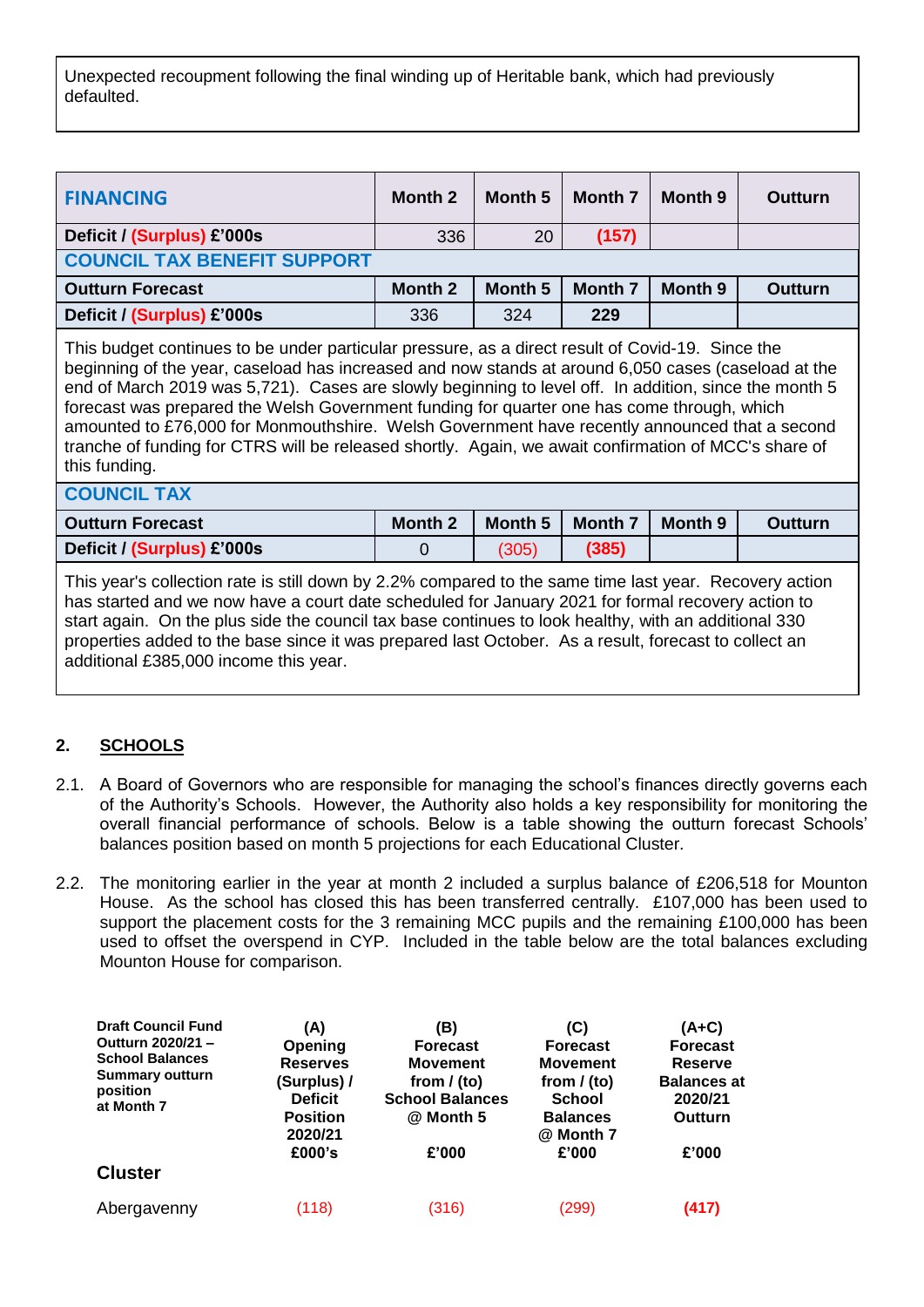| Unexpected recoupment following the final winding up of Heritable bank, which had previously defaulted. |
|---|

| FINANCING | Month 2 | Month 5 | Month 7 | Month 9 | Outturn |
|---|---|---|---|---|---|
| Deficit / (Surplus) £'000s | 336 | 20 | (157) | | |
| **COUNCIL TAX BENEFIT SUPPORT** | | | | | |
| **Outturn Forecast** | **Month 2** | **Month 5** | **Month 7** | **Month 9** | **Outturn** |
| **Deficit / (Surplus) £'000s** | 336 | 324 | **229** | | |
| This budget continues to be under particular pressure, as a direct result of Covid-19. Since the beginning of the year, caseload has increased and now stands at around 6,050 cases (caseload at the end of March 2019 was 5,721). Cases are slowly beginning to level off. In addition, since the month 5 forecast was prepared the Welsh Government funding for quarter one has come through, which amounted to £76,000 for Monmouthshire. Welsh Government have recently announced that a second tranche of funding for CTRS will be released shortly. Again, we await confirmation of MCC's share of this funding. | | | | | |
| **COUNCIL TAX** | | | | | |
| **Outturn Forecast** | **Month 2** | **Month 5** | **Month 7** | **Month 9** | **Outturn** |
| **Deficit / (Surplus) £'000s** | 0 | (305) | **(385)** | | |
| This year's collection rate is still down by 2.2% compared to the same time last year. Recovery action has started and we now have a court date scheduled for January 2021 for formal recovery action to start again. On the plus side the council tax base continues to look healthy, with an additional 330 properties added to the base since it was prepared last October. As a result, forecast to collect an additional £385,000 income this year. | | | | | |

## 2. SCHOOLS

2.1. A Board of Governors who are responsible for managing the school's finances directly governs each of the Authority's Schools. However, the Authority also holds a key responsibility for monitoring the overall financial performance of schools. Below is a table showing the outturn forecast Schools' balances position based on month 5 projections for each Educational Cluster.

2.2. The monitoring earlier in the year at month 2 included a surplus balance of £206,518 for Mounton House. As the school has closed this has been transferred centrally. £107,000 has been used to support the placement costs for the 3 remaining MCC pupils and the remaining £100,000 has been used to offset the overspend in CYP. Included in the table below are the total balances excluding Mounton House for comparison.

| Draft Council Fund Outturn 2020/21 – School Balances Summary outturn position at Month 7 | (A) Opening Reserves (Surplus) / Deficit Position 2020/21 £000's | (B) Forecast Movement from / (to) School Balances @ Month 5 £'000 | (C) Forecast Movement from / (to) School Balances @ Month 7 £'000 | (A+C) Forecast Reserve Balances at 2020/21 Outturn £'000 |
|---|---|---|---|---|
| **Cluster** | | | | |
| Abergavenny | (118) | (316) | (299) | **(417)** |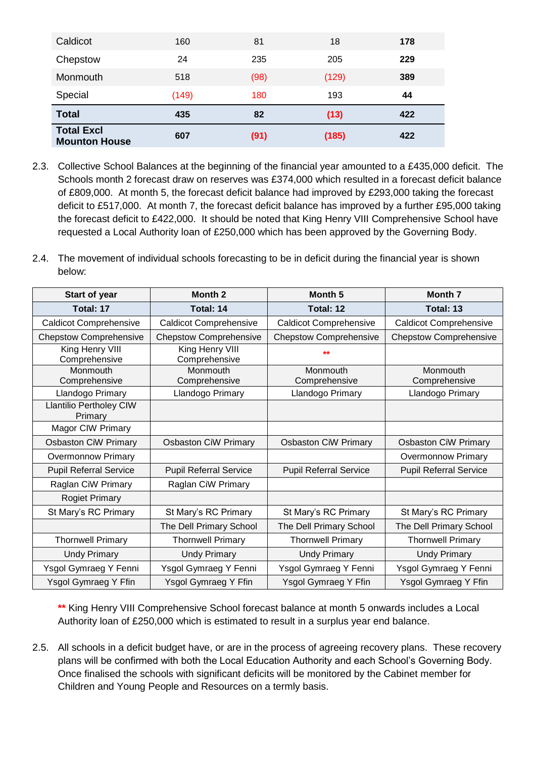| | | | | |
|---|---|---|---|---|
| Caldicot | 160 | 81 | 18 | **178** |
| Chepstow | 24 | 235 | 205 | **229** |
| Monmouth | 518 | (98) | (129) | **389** |
| Special | (149) | 180 | 193 | **44** |
| **Total** | **435** | **82** | **(13)** | **422** |
| **Total Excl Mounton House** | **607** | **(91)** | **(185)** | **422** |

2.3. Collective School Balances at the beginning of the financial year amounted to a £435,000 deficit. The Schools month 2 forecast draw on reserves was £374,000 which resulted in a forecast deficit balance of £809,000. At month 5, the forecast deficit balance had improved by £293,000 taking the forecast deficit to £517,000. At month 7, the forecast deficit balance has improved by a further £95,000 taking the forecast deficit to £422,000. It should be noted that King Henry VIII Comprehensive School have requested a Local Authority loan of £250,000 which has been approved by the Governing Body.

2.4. The movement of individual schools forecasting to be in deficit during the financial year is shown below:

| Start of year | Month 2 | Month 5 | Month 7 |
|---|---|---|---|
| **Total: 17** | **Total: 14** | **Total: 12** | **Total: 13** |
| Caldicot Comprehensive | Caldicot Comprehensive | Caldicot Comprehensive | Caldicot Comprehensive |
| Chepstow Comprehensive | Chepstow Comprehensive | Chepstow Comprehensive | Chepstow Comprehensive |
| King Henry VIII Comprehensive | King Henry VIII Comprehensive | ** | |
| Monmouth Comprehensive | Monmouth Comprehensive | Monmouth Comprehensive | Monmouth Comprehensive |
| Llandogo Primary | Llandogo Primary | Llandogo Primary | Llandogo Primary |
| Llantilio Pertholey CIW Primary | | | |
| Magor CIW Primary | | | |
| Osbaston CiW Primary | Osbaston CiW Primary | Osbaston CiW Primary | Osbaston CiW Primary |
| Overmonnow Primary | | | Overmonnow Primary |
| Pupil Referral Service | Pupil Referral Service | Pupil Referral Service | Pupil Referral Service |
| Raglan CiW Primary | Raglan CiW Primary | | |
| Rogiet Primary | | | |
| St Mary's RC Primary | St Mary's RC Primary | St Mary's RC Primary | St Mary's RC Primary |
| | The Dell Primary School | The Dell Primary School | The Dell Primary School |
| Thornwell Primary | Thornwell Primary | Thornwell Primary | Thornwell Primary |
| Undy Primary | Undy Primary | Undy Primary | Undy Primary |
| Ysgol Gymraeg Y Fenni | Ysgol Gymraeg Y Fenni | Ysgol Gymraeg Y Fenni | Ysgol Gymraeg Y Fenni |
| Ysgol Gymraeg Y Ffin | Ysgol Gymraeg Y Ffin | Ysgol Gymraeg Y Ffin | Ysgol Gymraeg Y Ffin |

** King Henry VIII Comprehensive School forecast balance at month 5 onwards includes a Local Authority loan of £250,000 which is estimated to result in a surplus year end balance.

2.5. All schools in a deficit budget have, or are in the process of agreeing recovery plans. These recovery plans will be confirmed with both the Local Education Authority and each School's Governing Body. Once finalised the schools with significant deficits will be monitored by the Cabinet member for Children and Young People and Resources on a termly basis.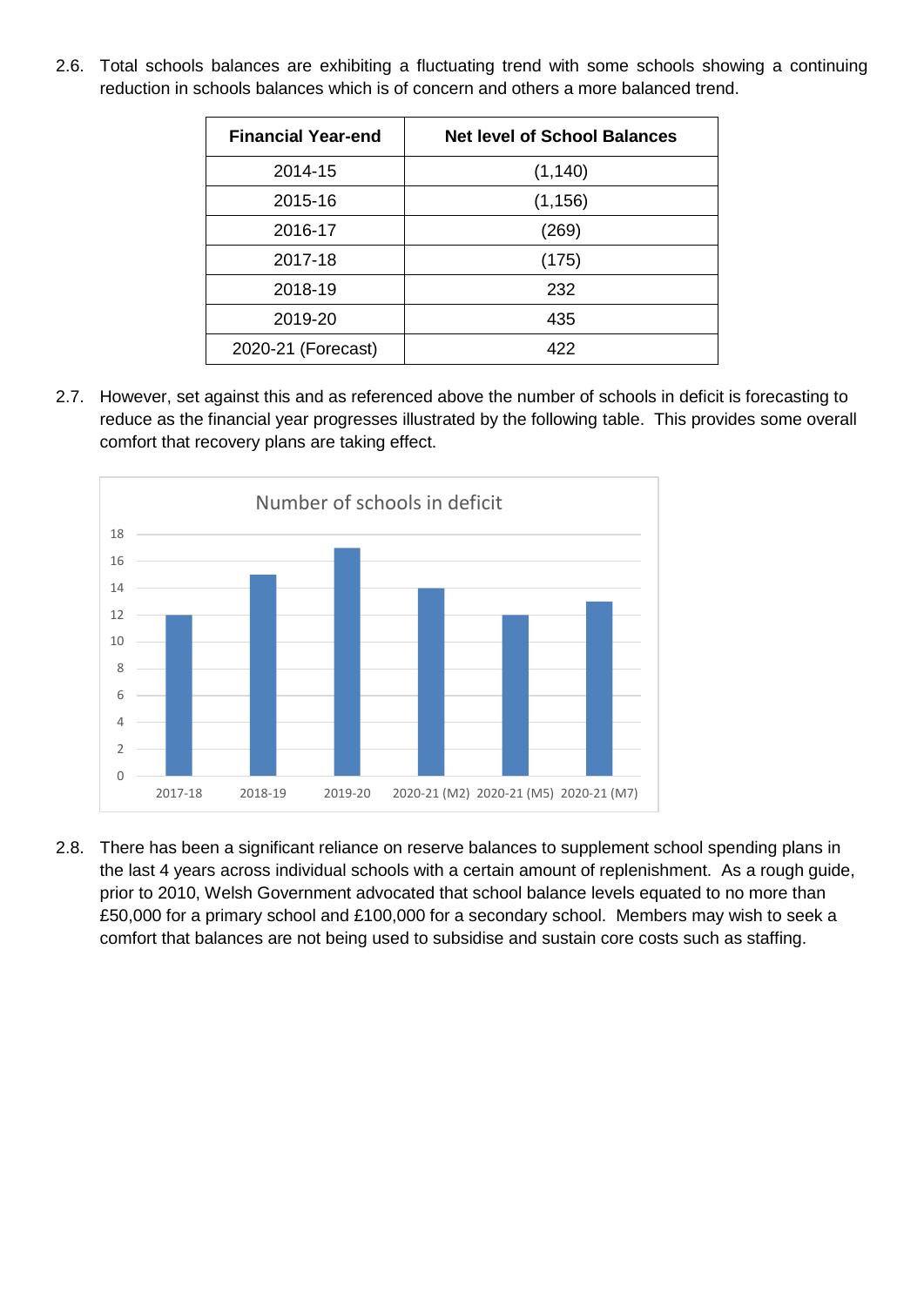2.6. Total schools balances are exhibiting a fluctuating trend with some schools showing a continuing reduction in schools balances which is of concern and others a more balanced trend.

| Financial Year-end | Net level of School Balances |
|---|---|
| 2014-15 | (1,140) |
| 2015-16 | (1,156) |
| 2016-17 | (269) |
| 2017-18 | (175) |
| 2018-19 | 232 |
| 2019-20 | 435 |
| 2020-21 (Forecast) | 422 |

2.7. However, set against this and as referenced above the number of schools in deficit is forecasting to reduce as the financial year progresses illustrated by the following table. This provides some overall comfort that recovery plans are taking effect.

**Number of schools in deficit**

| Period | Number of schools in deficit |
|---|---|
| 2017-18 | 12 |
| 2018-19 | 15 |
| 2019-20 | 17 |
| 2020-21 (M2) | 14 |
| 2020-21 (M5) | 12 |
| 2020-21 (M7) | 13 |

2.8. There has been a significant reliance on reserve balances to supplement school spending plans in the last 4 years across individual schools with a certain amount of replenishment. As a rough guide, prior to 2010, Welsh Government advocated that school balance levels equated to no more than £50,000 for a primary school and £100,000 for a secondary school. Members may wish to seek a comfort that balances are not being used to subsidise and sustain core costs such as staffing.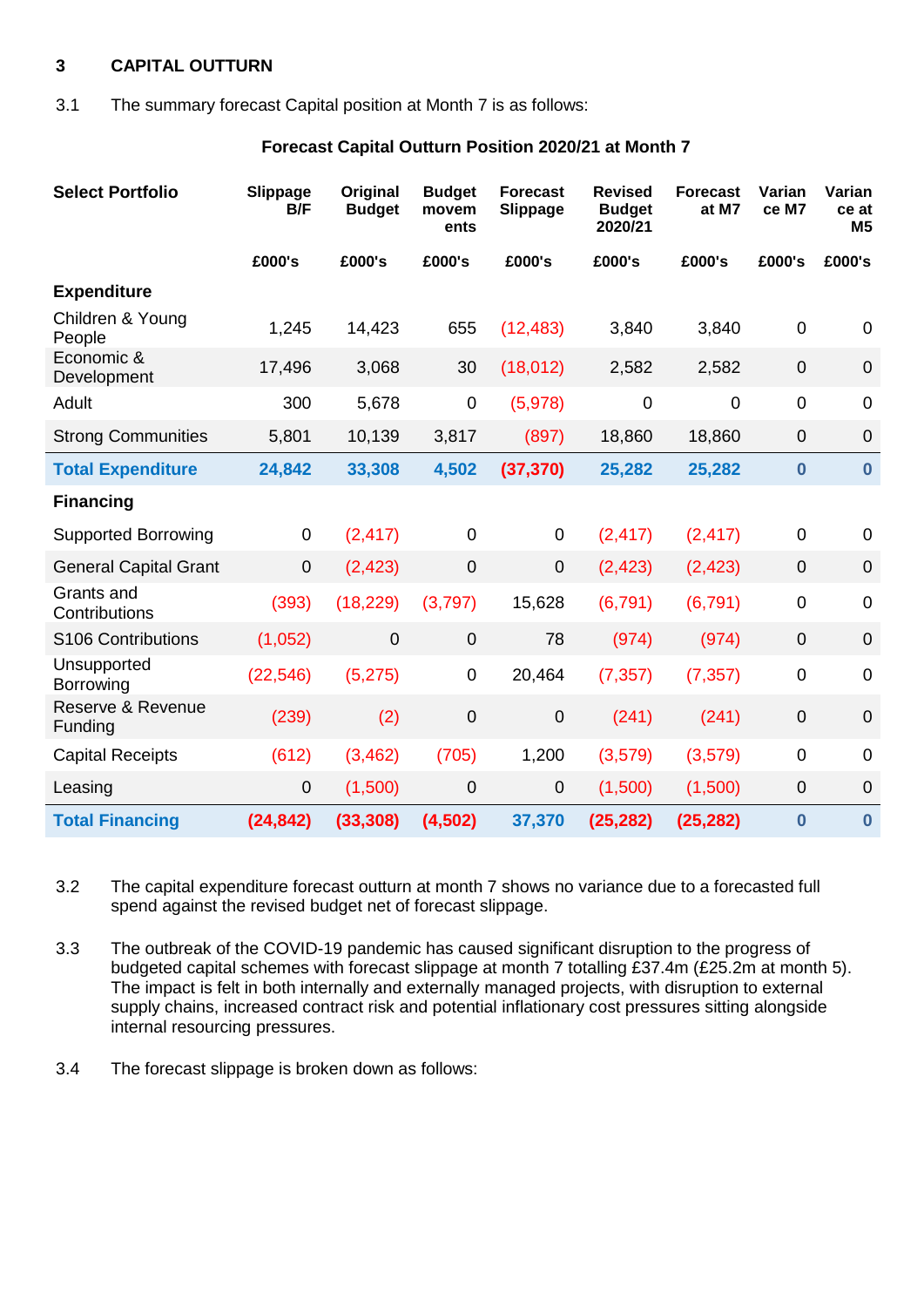## 3 CAPITAL OUTTURN

3.1 The summary forecast Capital position at Month 7 is as follows:

**Forecast Capital Outturn Position 2020/21 at Month 7**

| Select Portfolio | Slippage B/F | Original Budget | Budget movements | Forecast Slippage | Revised Budget 2020/21 | Forecast at M7 | Variance M7 | Variance at M5 |
|---|---|---|---|---|---|---|---|---|
| | £000's | £000's | £000's | £000's | £000's | £000's | £000's | £000's |
| **Expenditure** | | | | | | | | |
| Children & Young People | 1,245 | 14,423 | 655 | (12,483) | 3,840 | 3,840 | 0 | 0 |
| Economic & Development | 17,496 | 3,068 | 30 | (18,012) | 2,582 | 2,582 | 0 | 0 |
| Adult | 300 | 5,678 | 0 | (5,978) | 0 | 0 | 0 | 0 |
| Strong Communities | 5,801 | 10,139 | 3,817 | (897) | 18,860 | 18,860 | 0 | 0 |
| **Total Expenditure** | **24,842** | **33,308** | **4,502** | **(37,370)** | **25,282** | **25,282** | **0** | **0** |
| **Financing** | | | | | | | | |
| Supported Borrowing | 0 | (2,417) | 0 | 0 | (2,417) | (2,417) | 0 | 0 |
| General Capital Grant | 0 | (2,423) | 0 | 0 | (2,423) | (2,423) | 0 | 0 |
| Grants and Contributions | (393) | (18,229) | (3,797) | 15,628 | (6,791) | (6,791) | 0 | 0 |
| S106 Contributions | (1,052) | 0 | 0 | 78 | (974) | (974) | 0 | 0 |
| Unsupported Borrowing | (22,546) | (5,275) | 0 | 20,464 | (7,357) | (7,357) | 0 | 0 |
| Reserve & Revenue Funding | (239) | (2) | 0 | 0 | (241) | (241) | 0 | 0 |
| Capital Receipts | (612) | (3,462) | (705) | 1,200 | (3,579) | (3,579) | 0 | 0 |
| Leasing | 0 | (1,500) | 0 | 0 | (1,500) | (1,500) | 0 | 0 |
| **Total Financing** | **(24,842)** | **(33,308)** | **(4,502)** | **37,370** | **(25,282)** | **(25,282)** | **0** | **0** |

3.2 The capital expenditure forecast outturn at month 7 shows no variance due to a forecasted full spend against the revised budget net of forecast slippage.

3.3 The outbreak of the COVID-19 pandemic has caused significant disruption to the progress of budgeted capital schemes with forecast slippage at month 7 totalling £37.4m (£25.2m at month 5). The impact is felt in both internally and externally managed projects, with disruption to external supply chains, increased contract risk and potential inflationary cost pressures sitting alongside internal resourcing pressures.

3.4 The forecast slippage is broken down as follows: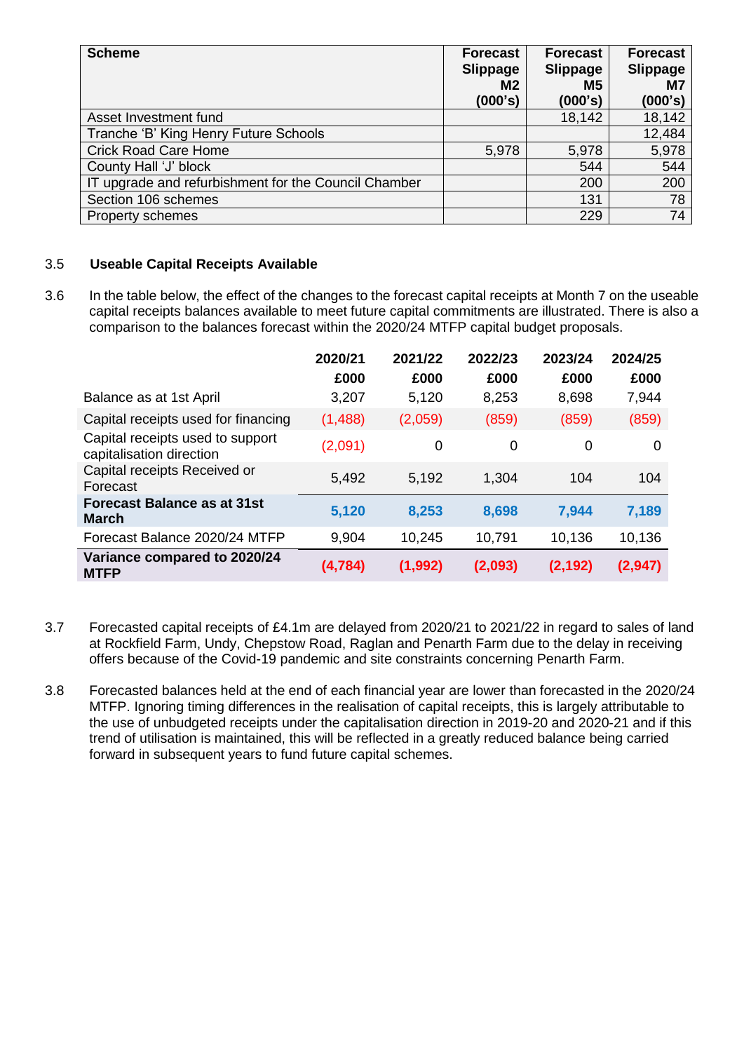| Scheme | Forecast Slippage M2 (000's) | Forecast Slippage M5 (000's) | Forecast Slippage M7 (000's) |
|---|---|---|---|
| Asset Investment fund | | 18,142 | 18,142 |
| Tranche 'B' King Henry Future Schools | | | 12,484 |
| Crick Road Care Home | 5,978 | 5,978 | 5,978 |
| County Hall 'J' block | | 544 | 544 |
| IT upgrade and refurbishment for the Council Chamber | | 200 | 200 |
| Section 106 schemes | | 131 | 78 |
| Property schemes | | 229 | 74 |

3.5 **Useable Capital Receipts Available**

3.6 In the table below, the effect of the changes to the forecast capital receipts at Month 7 on the useable capital receipts balances available to meet future capital commitments are illustrated. There is also a comparison to the balances forecast within the 2020/24 MTFP capital budget proposals.

| | 2020/21 £000 | 2021/22 £000 | 2022/23 £000 | 2023/24 £000 | 2024/25 £000 |
|---|---|---|---|---|---|
| Balance as at 1st April | 3,207 | 5,120 | 8,253 | 8,698 | 7,944 |
| Capital receipts used for financing | (1,488) | (2,059) | (859) | (859) | (859) |
| Capital receipts used to support capitalisation direction | (2,091) | 0 | 0 | 0 | 0 |
| Capital receipts Received or Forecast | 5,492 | 5,192 | 1,304 | 104 | 104 |
| **Forecast Balance as at 31st March** | **5,120** | **8,253** | **8,698** | **7,944** | **7,189** |
| Forecast Balance 2020/24 MTFP | 9,904 | 10,245 | 10,791 | 10,136 | 10,136 |
| **Variance compared to 2020/24 MTFP** | **(4,784)** | **(1,992)** | **(2,093)** | **(2,192)** | **(2,947)** |

3.7 Forecasted capital receipts of £4.1m are delayed from 2020/21 to 2021/22 in regard to sales of land at Rockfield Farm, Undy, Chepstow Road, Raglan and Penarth Farm due to the delay in receiving offers because of the Covid-19 pandemic and site constraints concerning Penarth Farm.

3.8 Forecasted balances held at the end of each financial year are lower than forecasted in the 2020/24 MTFP. Ignoring timing differences in the realisation of capital receipts, this is largely attributable to the use of unbudgeted receipts under the capitalisation direction in 2019-20 and 2020-21 and if this trend of utilisation is maintained, this will be reflected in a greatly reduced balance being carried forward in subsequent years to fund future capital schemes.